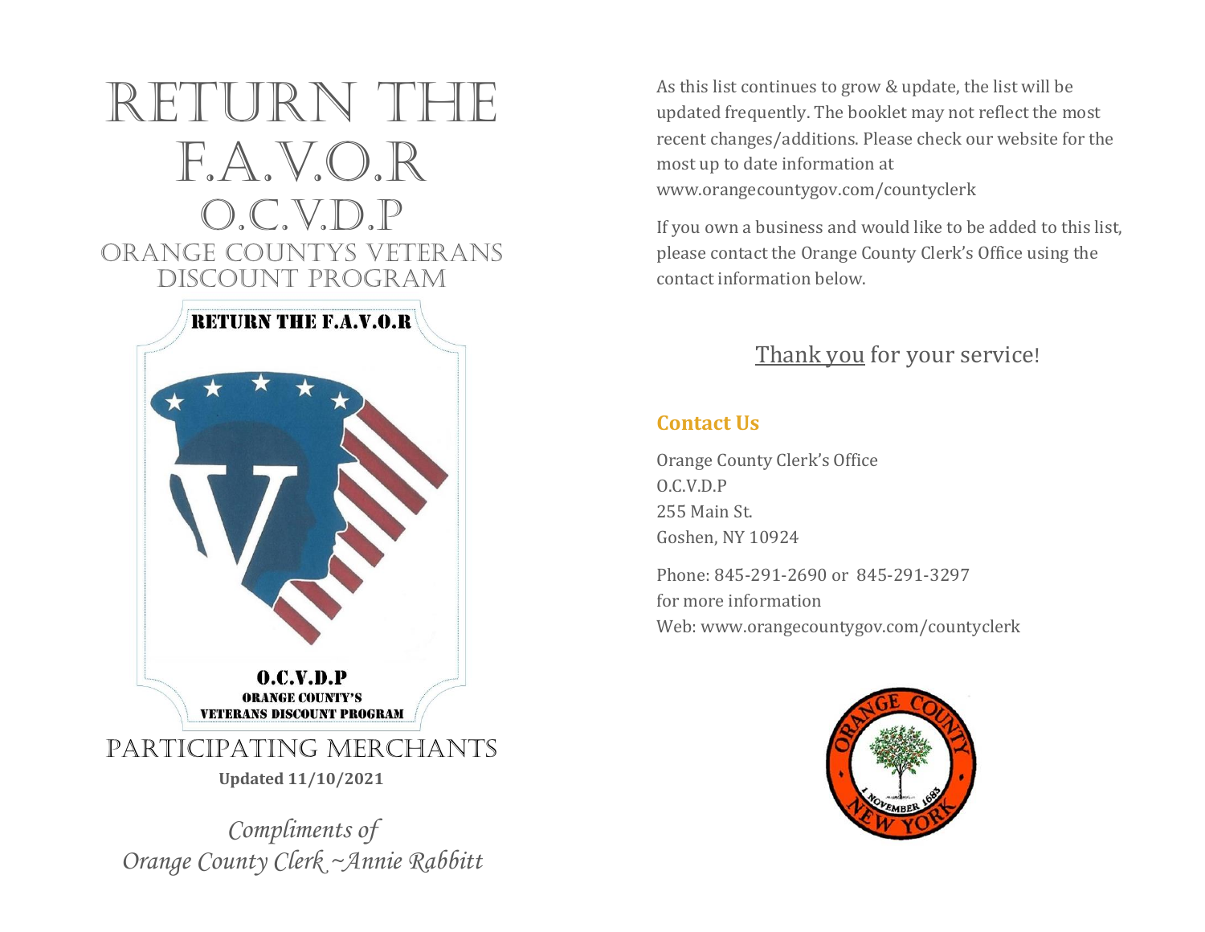# RETURN THE F.A.V.O.R

## O.C.V.D.P

## ORANGE COUNTYS VETERANS DISCOUNT PROGRAM

RETURN THE F.A.V.O.R

O.C.V.D.P
ORANGE COUNTY'S
VETERANS DISCOUNT PROGRAM

## PARTICIPATING MERCHANTS

**Updated 11/10/2021**

*Compliments of*
*Orange County Clerk ~Annie Rabbitt*

As this list continues to grow & update, the list will be updated frequently. The booklet may not reflect the most recent changes/additions. Please check our website for the most up to date information at www.orangecountygov.com/countyclerk

If you own a business and would like to be added to this list, please contact the Orange County Clerk's Office using the contact information below.

Thank you for your service!

### Contact Us

Orange County Clerk's Office
O.C.V.D.P
255 Main St.
Goshen, NY 10924

Phone: 845-291-2690 or 845-291-3297
for more information
Web: www.orangecountygov.com/countyclerk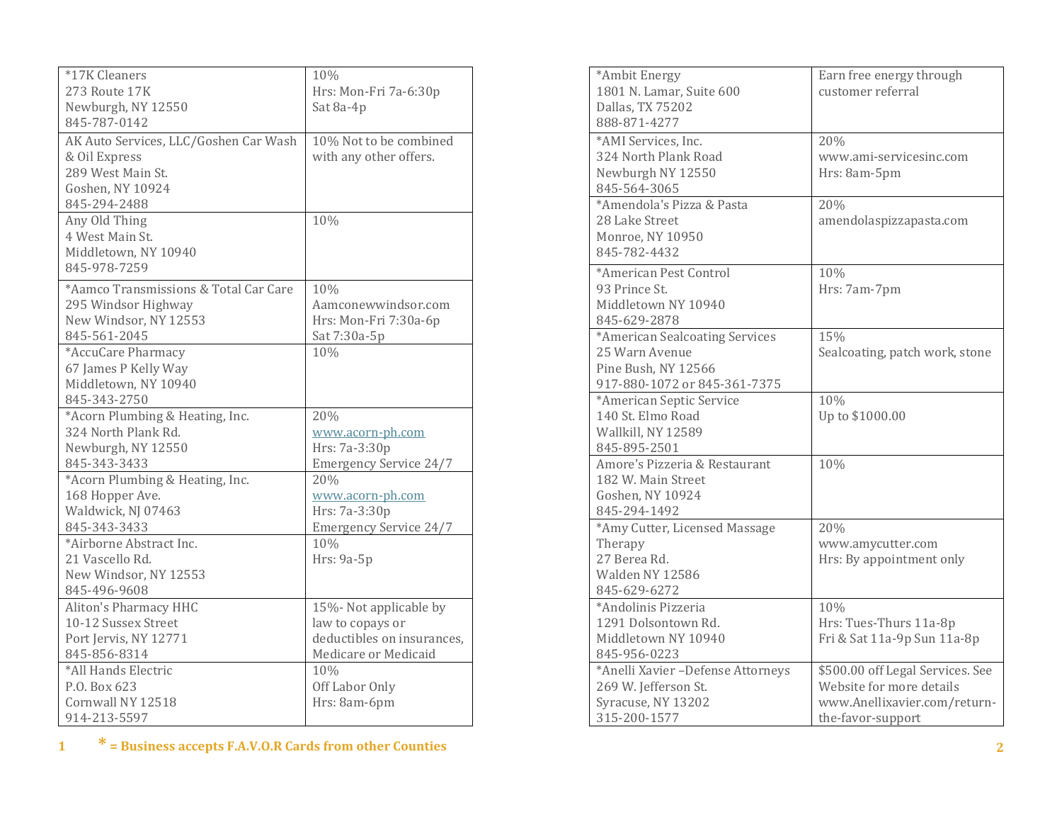| | |
|---|---|
| *17K Cleaners<br>273 Route 17K<br>Newburgh, NY 12550<br>845-787-0142 | 10%<br>Hrs: Mon-Fri 7a-6:30p<br>Sat 8a-4p |
| AK Auto Services, LLC/Goshen Car Wash & Oil Express<br>289 West Main St.<br>Goshen, NY 10924<br>845-294-2488 | 10% Not to be combined with any other offers. |
| Any Old Thing<br>4 West Main St.<br>Middletown, NY 10940<br>845-978-7259 | 10% |
| *Aamco Transmissions & Total Car Care<br>295 Windsor Highway<br>New Windsor, NY 12553<br>845-561-2045 | 10%<br>Aamconewwindsor.com<br>Hrs: Mon-Fri 7:30a-6p<br>Sat 7:30a-5p |
| *AccuCare Pharmacy<br>67 James P Kelly Way<br>Middletown, NY 10940<br>845-343-2750 | 10% |
| *Acorn Plumbing & Heating, Inc.<br>324 North Plank Rd.<br>Newburgh, NY 12550<br>845-343-3433 | 20%<br>www.acorn-ph.com<br>Hrs: 7a-3:30p<br>Emergency Service 24/7 |
| *Acorn Plumbing & Heating, Inc.<br>168 Hopper Ave.<br>Waldwick, NJ 07463<br>845-343-3433 | 20%<br>www.acorn-ph.com<br>Hrs: 7a-3:30p<br>Emergency Service 24/7 |
| *Airborne Abstract Inc.<br>21 Vascello Rd.<br>New Windsor, NY 12553<br>845-496-9608 | 10%<br>Hrs: 9a-5p |
| Aliton's Pharmacy HHC<br>10-12 Sussex Street<br>Port Jervis, NY 12771<br>845-856-8314 | 15%- Not applicable by law to copays or deductibles on insurances, Medicare or Medicaid |
| *All Hands Electric<br>P.O. Box 623<br>Cornwall NY 12518<br>914-213-5597 | 10%<br>Off Labor Only<br>Hrs: 8am-6pm |

* = Business accepts F.A.V.O.R Cards from other Counties

| | |
|---|---|
| *Ambit Energy<br>1801 N. Lamar, Suite 600<br>Dallas, TX 75202<br>888-871-4277 | Earn free energy through customer referral |
| *AMI Services, Inc.<br>324 North Plank Road<br>Newburgh NY 12550<br>845-564-3065 | 20%<br>www.ami-servicesinc.com<br>Hrs: 8am-5pm |
| *Amendola's Pizza & Pasta<br>28 Lake Street<br>Monroe, NY 10950<br>845-782-4432 | 20%<br>amendolaspizzapasta.com |
| *American Pest Control<br>93 Prince St.<br>Middletown NY 10940<br>845-629-2878 | 10%<br>Hrs: 7am-7pm |
| *American Sealcoating Services<br>25 Warn Avenue<br>Pine Bush, NY 12566<br>917-880-1072 or 845-361-7375 | 15%<br>Sealcoating, patch work, stone |
| *American Septic Service<br>140 St. Elmo Road<br>Wallkill, NY 12589<br>845-895-2501 | 10%<br>Up to $1000.00 |
| Amore's Pizzeria & Restaurant<br>182 W. Main Street<br>Goshen, NY 10924<br>845-294-1492 | 10% |
| *Amy Cutter, Licensed Massage Therapy<br>27 Berea Rd.<br>Walden NY 12586<br>845-629-6272 | 20%<br>www.amycutter.com<br>Hrs: By appointment only |
| *Andolinis Pizzeria<br>1291 Dolsontown Rd.<br>Middletown NY 10940<br>845-956-0223 | 10%<br>Hrs: Tues-Thurs 11a-8p<br>Fri & Sat 11a-9p Sun 11a-8p |
| *Anelli Xavier –Defense Attorneys<br>269 W. Jefferson St.<br>Syracuse, NY 13202<br>315-200-1577 | $500.00 off Legal Services. See Website for more details<br>www.Anellixavier.com/return-the-favor-support |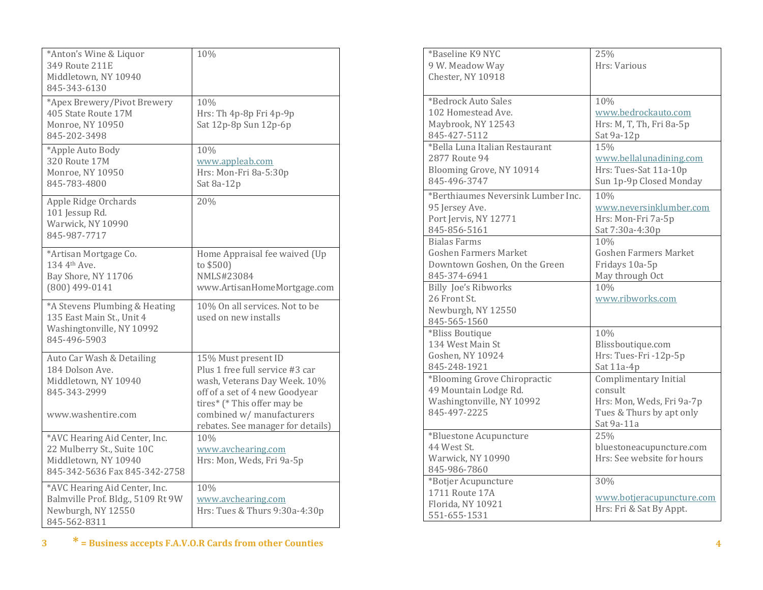| Business | Discount / Details |
|---|---|
| *Anton's Wine & Liquor<br>349 Route 211E<br>Middletown, NY 10940<br>845-343-6130 | 10% |
| *Apex Brewery/Pivot Brewery<br>405 State Route 17M<br>Monroe, NY 10950<br>845-202-3498 | 10%<br>Hrs: Th 4p-8p Fri 4p-9p<br>Sat 12p-8p Sun 12p-6p |
| *Apple Auto Body<br>320 Route 17M<br>Monroe, NY 10950<br>845-783-4800 | 10%<br>www.appleab.com<br>Hrs: Mon-Fri 8a-5:30p<br>Sat 8a-12p |
| Apple Ridge Orchards<br>101 Jessup Rd.<br>Warwick, NY 10990<br>845-987-7717 | 20% |
| *Artisan Mortgage Co.<br>134 4th Ave.<br>Bay Shore, NY 11706<br>(800) 499-0141 | Home Appraisal fee waived (Up to $500)<br>NMLS#23084<br>www.ArtisanHomeMortgage.com |
| *A Stevens Plumbing & Heating<br>135 East Main St., Unit 4<br>Washingtonville, NY 10992<br>845-496-5903 | 10% On all services. Not to be used on new installs |
| Auto Car Wash & Detailing<br>184 Dolson Ave.<br>Middletown, NY 10940<br>845-343-2999<br><br>www.washentire.com | 15% Must present ID<br>Plus 1 free full service #3 car wash, Veterans Day Week. 10% off of a set of 4 new Goodyear tires* (* This offer may be combined w/ manufacturers rebates. See manager for details) |
| *AVC Hearing Aid Center, Inc.<br>22 Mulberry St., Suite 10C<br>Middletown, NY 10940<br>845-342-5636 Fax 845-342-2758 | 10%<br>www.avchearing.com<br>Hrs: Mon, Weds, Fri 9a-5p |
| *AVC Hearing Aid Center, Inc.<br>Balmville Prof. Bldg., 5109 Rt 9W<br>Newburgh, NY 12550<br>845-562-8311 | 10%<br>www.avchearing.com<br>Hrs: Tues & Thurs 9:30a-4:30p |

**\* = Business accepts F.A.V.O.R Cards from other Counties**

| Business | Discount / Details |
|---|---|
| *Baseline K9 NYC<br>9 W. Meadow Way<br>Chester, NY 10918 | 25%<br>Hrs: Various |
| *Bedrock Auto Sales<br>102 Homestead Ave.<br>Maybrook, NY 12543<br>845-427-5112 | 10%<br>www.bedrockauto.com<br>Hrs: M, T, Th, Fri 8a-5p<br>Sat 9a-12p |
| *Bella Luna Italian Restaurant<br>2877 Route 94<br>Blooming Grove, NY 10914<br>845-496-3747 | 15%<br>www.bellalunadining.com<br>Hrs: Tues-Sat 11a-10p<br>Sun 1p-9p Closed Monday |
| *Berthiaumes Neversink Lumber Inc.<br>95 Jersey Ave.<br>Port Jervis, NY 12771<br>845-856-5161 | 10%<br>www.neversinklumber.com<br>Hrs: Mon-Fri 7a-5p<br>Sat 7:30a-4:30p |
| Bialas Farms<br>Goshen Farmers Market<br>Downtown Goshen, On the Green<br>845-374-6941 | 10%<br>Goshen Farmers Market<br>Fridays 10a-5p<br>May through Oct |
| Billy Joe's Ribworks<br>26 Front St.<br>Newburgh, NY 12550<br>845-565-1560 | 10%<br>www.ribworks.com |
| *Bliss Boutique<br>134 West Main St<br>Goshen, NY 10924<br>845-248-1921 | 10%<br>Blissboutique.com<br>Hrs: Tues-Fri -12p-5p<br>Sat 11a-4p |
| *Blooming Grove Chiropractic<br>49 Mountain Lodge Rd.<br>Washingtonville, NY 10992<br>845-497-2225 | Complimentary Initial consult<br>Hrs: Mon, Weds, Fri 9a-7p<br>Tues & Thurs by apt only<br>Sat 9a-11a |
| *Bluestone Acupuncture<br>44 West St.<br>Warwick, NY 10990<br>845-986-7860 | 25%<br>bluestoneacupuncture.com<br>Hrs: See website for hours |
| *Botjer Acupuncture<br>1711 Route 17A<br>Florida, NY 10921<br>551-655-1531 | 30%<br>www.botjeracupuncture.com<br>Hrs: Fri & Sat By Appt. |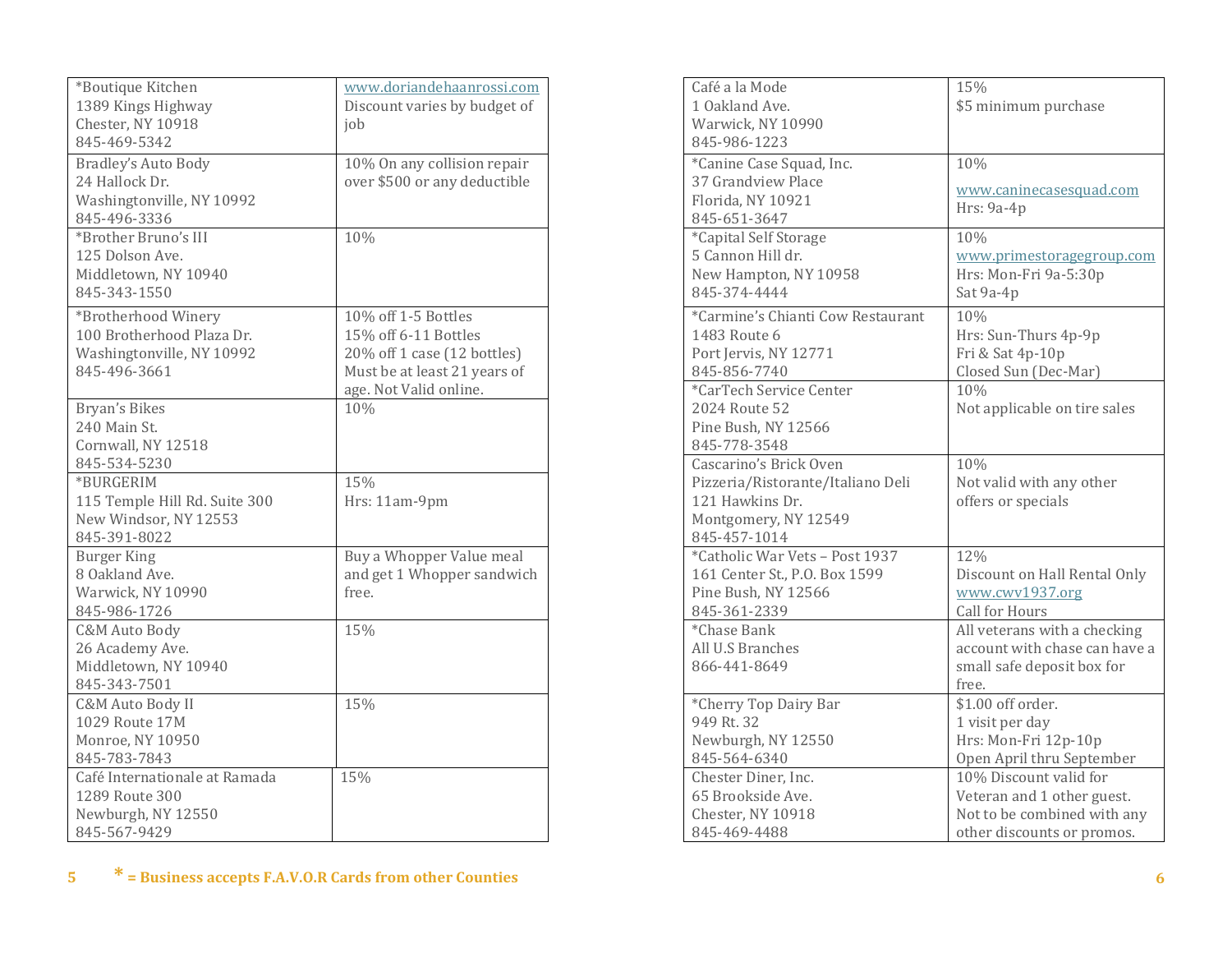| | |
|---|---|
| *Boutique Kitchen<br>1389 Kings Highway<br>Chester, NY 10918<br>845-469-5342 | www.doriandehaanrossi.com<br>Discount varies by budget of job |
| Bradley's Auto Body<br>24 Hallock Dr.<br>Washingtonville, NY 10992<br>845-496-3336 | 10% On any collision repair over $500 or any deductible |
| *Brother Bruno's III<br>125 Dolson Ave.<br>Middletown, NY 10940<br>845-343-1550 | 10% |
| *Brotherhood Winery<br>100 Brotherhood Plaza Dr.<br>Washingtonville, NY 10992<br>845-496-3661 | 10% off 1-5 Bottles<br>15% off 6-11 Bottles<br>20% off 1 case (12 bottles)<br>Must be at least 21 years of age. Not Valid online. |
| Bryan's Bikes<br>240 Main St.<br>Cornwall, NY 12518<br>845-534-5230 | 10% |
| *BURGERIM<br>115 Temple Hill Rd. Suite 300<br>New Windsor, NY 12553<br>845-391-8022 | 15%<br>Hrs: 11am-9pm |
| Burger King<br>8 Oakland Ave.<br>Warwick, NY 10990<br>845-986-1726 | Buy a Whopper Value meal and get 1 Whopper sandwich free. |
| C&M Auto Body<br>26 Academy Ave.<br>Middletown, NY 10940<br>845-343-7501 | 15% |
| C&M Auto Body II<br>1029 Route 17M<br>Monroe, NY 10950<br>845-783-7843 | 15% |
| Café Internationale at Ramada<br>1289 Route 300<br>Newburgh, NY 12550<br>845-567-9429 | 15% |

**\* = Business accepts F.A.V.O.R Cards from other Counties**

| | |
|---|---|
| Café a la Mode<br>1 Oakland Ave.<br>Warwick, NY 10990<br>845-986-1223 | 15%<br>$5 minimum purchase |
| *Canine Case Squad, Inc.<br>37 Grandview Place<br>Florida, NY 10921<br>845-651-3647 | 10%<br>www.caninecasesquad.com<br>Hrs: 9a-4p |
| *Capital Self Storage<br>5 Cannon Hill dr.<br>New Hampton, NY 10958<br>845-374-4444 | 10%<br>www.primestoragegroup.com<br>Hrs: Mon-Fri 9a-5:30p<br>Sat 9a-4p |
| *Carmine's Chianti Cow Restaurant<br>1483 Route 6<br>Port Jervis, NY 12771<br>845-856-7740 | 10%<br>Hrs: Sun-Thurs 4p-9p<br>Fri & Sat 4p-10p<br>Closed Sun (Dec-Mar) |
| *CarTech Service Center<br>2024 Route 52<br>Pine Bush, NY 12566<br>845-778-3548 | 10%<br>Not applicable on tire sales |
| Cascarino's Brick Oven Pizzeria/Ristorante/Italiano Deli<br>121 Hawkins Dr.<br>Montgomery, NY 12549<br>845-457-1014 | 10%<br>Not valid with any other offers or specials |
| *Catholic War Vets – Post 1937<br>161 Center St., P.O. Box 1599<br>Pine Bush, NY 12566<br>845-361-2339 | 12%<br>Discount on Hall Rental Only<br>www.cwv1937.org<br>Call for Hours |
| *Chase Bank<br>All U.S Branches<br>866-441-8649 | All veterans with a checking account with chase can have a small safe deposit box for free. |
| *Cherry Top Dairy Bar<br>949 Rt. 32<br>Newburgh, NY 12550<br>845-564-6340 | $1.00 off order.<br>1 visit per day<br>Hrs: Mon-Fri 12p-10p<br>Open April thru September |
| Chester Diner, Inc.<br>65 Brookside Ave.<br>Chester, NY 10918<br>845-469-4488 | 10% Discount valid for Veteran and 1 other guest. Not to be combined with any other discounts or promos. |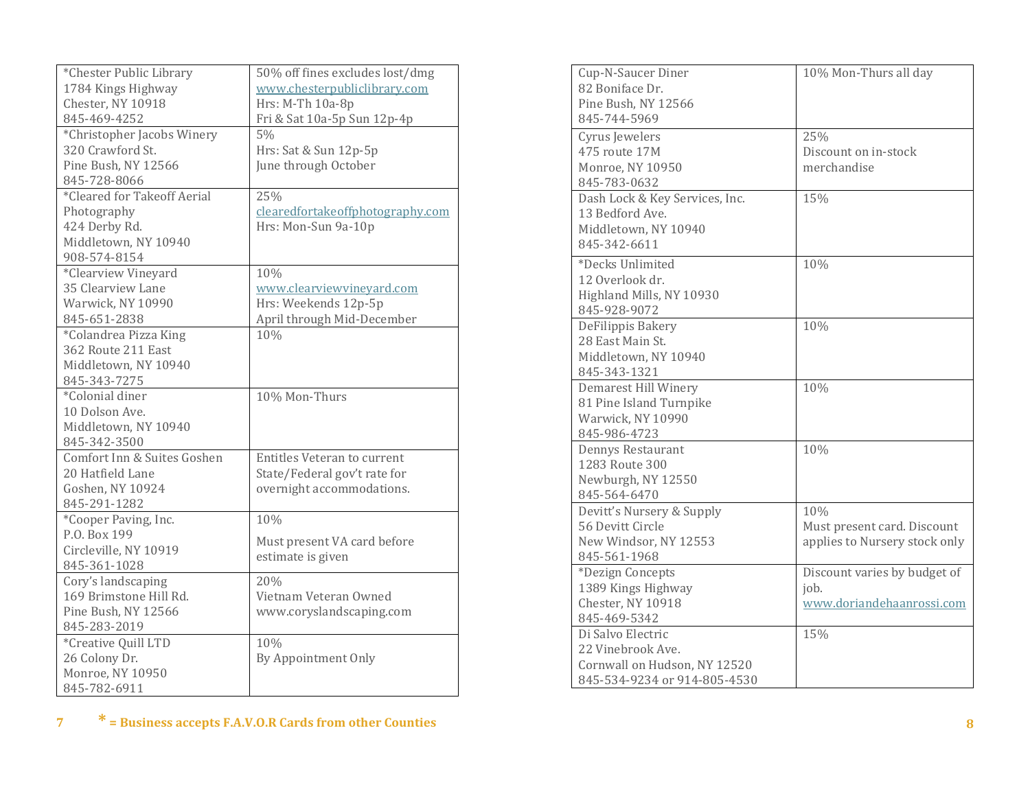| Business | Discount |
|---|---|
| *Chester Public Library<br>1784 Kings Highway<br>Chester, NY 10918<br>845-469-4252 | 50% off fines excludes lost/dmg<br>www.chesterpubliclibrary.com<br>Hrs: M-Th 10a-8p<br>Fri & Sat 10a-5p Sun 12p-4p |
| *Christopher Jacobs Winery<br>320 Crawford St.<br>Pine Bush, NY 12566<br>845-728-8066 | 5%<br>Hrs: Sat & Sun 12p-5p<br>June through October |
| *Cleared for Takeoff Aerial Photography<br>424 Derby Rd.<br>Middletown, NY 10940<br>908-574-8154 | 25%<br>clearedfortakeoffphotography.com<br>Hrs: Mon-Sun 9a-10p |
| *Clearview Vineyard<br>35 Clearview Lane<br>Warwick, NY 10990<br>845-651-2838 | 10%<br>www.clearviewvineyard.com<br>Hrs: Weekends 12p-5p<br>April through Mid-December |
| *Colandrea Pizza King<br>362 Route 211 East<br>Middletown, NY 10940<br>845-343-7275 | 10% |
| *Colonial diner<br>10 Dolson Ave.<br>Middletown, NY 10940<br>845-342-3500 | 10% Mon-Thurs |
| Comfort Inn & Suites Goshen<br>20 Hatfield Lane<br>Goshen, NY 10924<br>845-291-1282 | Entitles Veteran to current State/Federal gov't rate for overnight accommodations. |
| *Cooper Paving, Inc.<br>P.O. Box 199<br>Circleville, NY 10919<br>845-361-1028 | 10%<br>Must present VA card before estimate is given |
| Cory's landscaping<br>169 Brimstone Hill Rd.<br>Pine Bush, NY 12566<br>845-283-2019 | 20%<br>Vietnam Veteran Owned<br>www.coryslandscaping.com |
| *Creative Quill LTD<br>26 Colony Dr.<br>Monroe, NY 10950<br>845-782-6911 | 10%<br>By Appointment Only |

**\* = Business accepts F.A.V.O.R Cards from other Counties**

| Business | Discount |
|---|---|
| Cup-N-Saucer Diner<br>82 Boniface Dr.<br>Pine Bush, NY 12566<br>845-744-5969 | 10% Mon-Thurs all day |
| Cyrus Jewelers<br>475 route 17M<br>Monroe, NY 10950<br>845-783-0632 | 25%<br>Discount on in-stock merchandise |
| Dash Lock & Key Services, Inc.<br>13 Bedford Ave.<br>Middletown, NY 10940<br>845-342-6611 | 15% |
| *Decks Unlimited<br>12 Overlook dr.<br>Highland Mills, NY 10930<br>845-928-9072 | 10% |
| DeFilippis Bakery<br>28 East Main St.<br>Middletown, NY 10940<br>845-343-1321 | 10% |
| Demarest Hill Winery<br>81 Pine Island Turnpike<br>Warwick, NY 10990<br>845-986-4723 | 10% |
| Dennys Restaurant<br>1283 Route 300<br>Newburgh, NY 12550<br>845-564-6470 | 10% |
| Devitt's Nursery & Supply<br>56 Devitt Circle<br>New Windsor, NY 12553<br>845-561-1968 | 10%<br>Must present card. Discount applies to Nursery stock only |
| *Dezign Concepts<br>1389 Kings Highway<br>Chester, NY 10918<br>845-469-5342 | Discount varies by budget of job.<br>www.doriandehaanrossi.com |
| Di Salvo Electric<br>22 Vinebrook Ave.<br>Cornwall on Hudson, NY 12520<br>845-534-9234 or 914-805-4530 | 15% |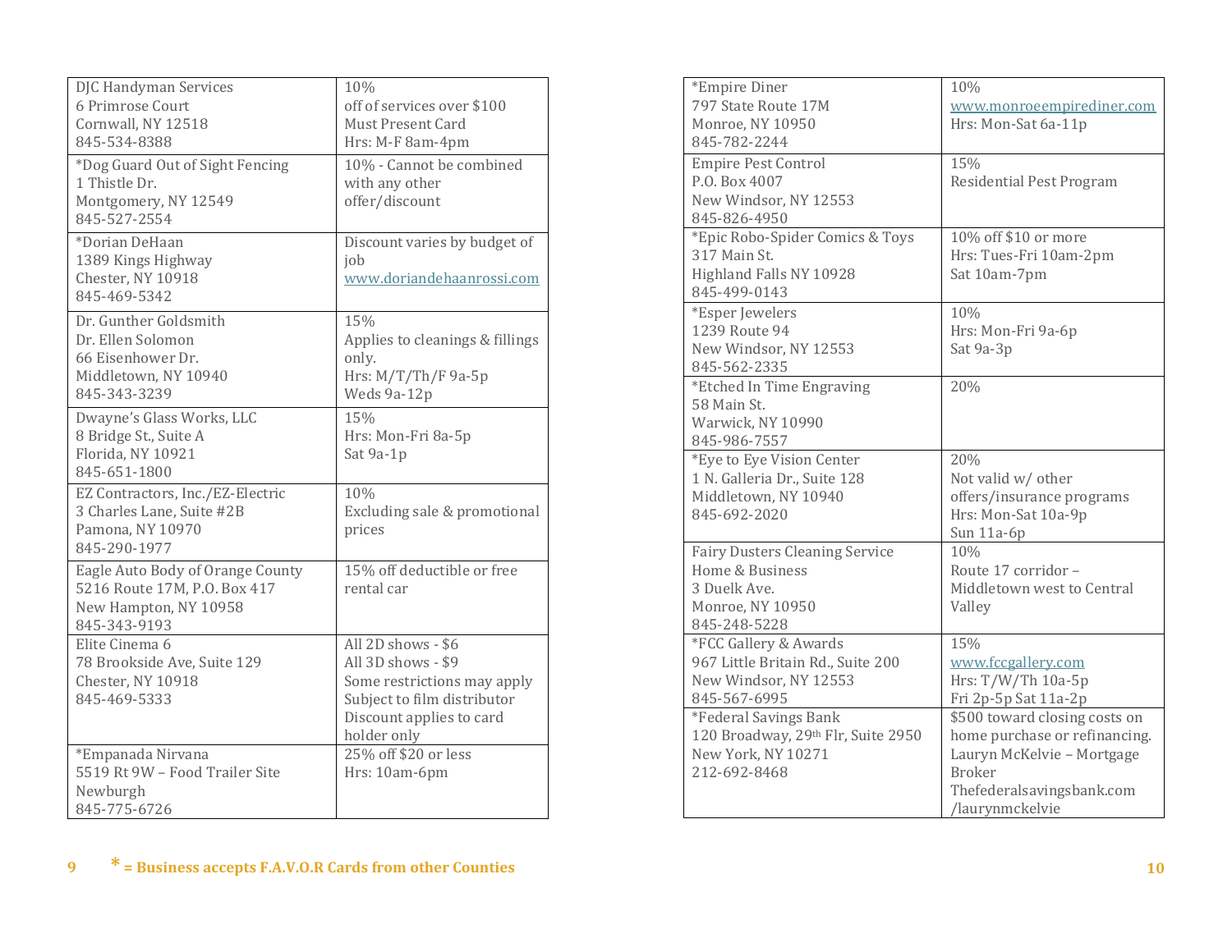| Business | Discount |
|---|---|
| DJC Handyman Services<br>6 Primrose Court<br>Cornwall, NY 12518<br>845-534-8388 | 10%<br>off of services over $100<br>Must Present Card<br>Hrs: M-F 8am-4pm |
| *Dog Guard Out of Sight Fencing<br>1 Thistle Dr.<br>Montgomery, NY 12549<br>845-527-2554 | 10% - Cannot be combined with any other offer/discount |
| *Dorian DeHaan<br>1389 Kings Highway<br>Chester, NY 10918<br>845-469-5342 | Discount varies by budget of job<br>www.doriandehaanrossi.com |
| Dr. Gunther Goldsmith<br>Dr. Ellen Solomon<br>66 Eisenhower Dr.<br>Middletown, NY 10940<br>845-343-3239 | 15%<br>Applies to cleanings & fillings only.<br>Hrs: M/T/Th/F 9a-5p<br>Weds 9a-12p |
| Dwayne's Glass Works, LLC<br>8 Bridge St., Suite A<br>Florida, NY 10921<br>845-651-1800 | 15%<br>Hrs: Mon-Fri 8a-5p<br>Sat 9a-1p |
| EZ Contractors, Inc./EZ-Electric<br>3 Charles Lane, Suite #2B<br>Pamona, NY 10970<br>845-290-1977 | 10%<br>Excluding sale & promotional prices |
| Eagle Auto Body of Orange County<br>5216 Route 17M, P.O. Box 417<br>New Hampton, NY 10958<br>845-343-9193 | 15% off deductible or free rental car |
| Elite Cinema 6<br>78 Brookside Ave, Suite 129<br>Chester, NY 10918<br>845-469-5333 | All 2D shows - $6<br>All 3D shows - $9<br>Some restrictions may apply<br>Subject to film distributor<br>Discount applies to card holder only |
| *Empanada Nirvana<br>5519 Rt 9W – Food Trailer Site<br>Newburgh<br>845-775-6726 | 25% off $20 or less<br>Hrs: 10am-6pm |

| Business | Discount |
|---|---|
| *Empire Diner<br>797 State Route 17M<br>Monroe, NY 10950<br>845-782-2244 | 10%<br>www.monroeempirediner.com<br>Hrs: Mon-Sat 6a-11p |
| Empire Pest Control<br>P.O. Box 4007<br>New Windsor, NY 12553<br>845-826-4950 | 15%<br>Residential Pest Program |
| *Epic Robo-Spider Comics & Toys<br>317 Main St.<br>Highland Falls NY 10928<br>845-499-0143 | 10% off $10 or more<br>Hrs: Tues-Fri 10am-2pm<br>Sat 10am-7pm |
| *Esper Jewelers<br>1239 Route 94<br>New Windsor, NY 12553<br>845-562-2335 | 10%<br>Hrs: Mon-Fri 9a-6p<br>Sat 9a-3p |
| *Etched In Time Engraving<br>58 Main St.<br>Warwick, NY 10990<br>845-986-7557 | 20% |
| *Eye to Eye Vision Center<br>1 N. Galleria Dr., Suite 128<br>Middletown, NY 10940<br>845-692-2020 | 20%<br>Not valid w/ other offers/insurance programs<br>Hrs: Mon-Sat 10a-9p<br>Sun 11a-6p |
| Fairy Dusters Cleaning Service<br>Home & Business<br>3 Duelk Ave.<br>Monroe, NY 10950<br>845-248-5228 | 10%<br>Route 17 corridor – Middletown west to Central Valley |
| *FCC Gallery & Awards<br>967 Little Britain Rd., Suite 200<br>New Windsor, NY 12553<br>845-567-6995 | 15%<br>www.fccgallery.com<br>Hrs: T/W/Th 10a-5p<br>Fri 2p-5p Sat 11a-2p |
| *Federal Savings Bank<br>120 Broadway, 29th Flr, Suite 2950<br>New York, NY 10271<br>212-692-8468 | $500 toward closing costs on home purchase or refinancing.<br>Lauryn McKelvie – Mortgage Broker<br>Thefederalsavingsbank.com/laurynmckelvie |

**\* = Business accepts F.A.V.O.R Cards from other Counties**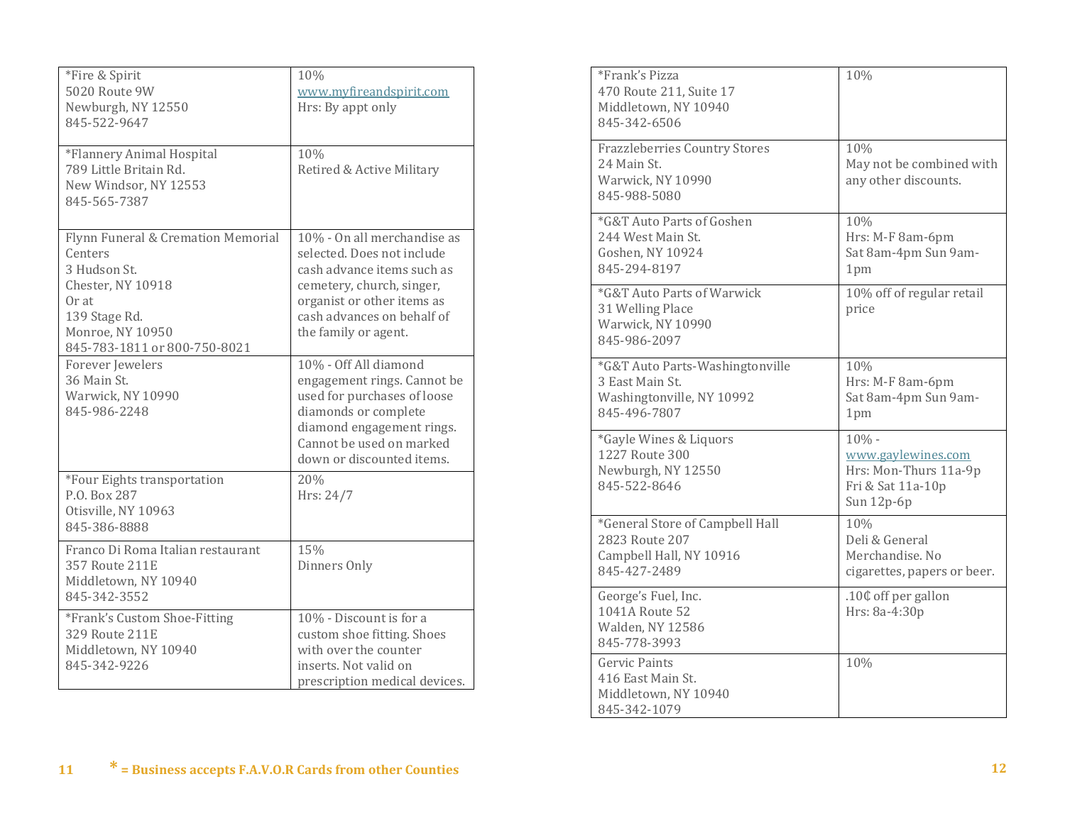| Business | Discount |
|---|---|
| *Fire & Spirit<br>5020 Route 9W<br>Newburgh, NY 12550<br>845-522-9647 | 10%<br>www.myfireandspirit.com<br>Hrs: By appt only |
| *Flannery Animal Hospital<br>789 Little Britain Rd.<br>New Windsor, NY 12553<br>845-565-7387 | 10%<br>Retired & Active Military |
| Flynn Funeral & Cremation Memorial Centers<br>3 Hudson St.<br>Chester, NY 10918<br>Or at<br>139 Stage Rd.<br>Monroe, NY 10950<br>845-783-1811 or 800-750-8021 | 10% - On all merchandise as selected. Does not include cash advance items such as cemetery, church, singer, organist or other items as cash advances on behalf of the family or agent. |
| Forever Jewelers<br>36 Main St.<br>Warwick, NY 10990<br>845-986-2248 | 10% - Off All diamond engagement rings. Cannot be used for purchases of loose diamonds or complete diamond engagement rings. Cannot be used on marked down or discounted items. |
| *Four Eights transportation<br>P.O. Box 287<br>Otisville, NY 10963<br>845-386-8888 | 20%<br>Hrs: 24/7 |
| Franco Di Roma Italian restaurant<br>357 Route 211E<br>Middletown, NY 10940<br>845-342-3552 | 15%<br>Dinners Only |
| *Frank's Custom Shoe-Fitting<br>329 Route 211E<br>Middletown, NY 10940<br>845-342-9226 | 10% - Discount is for a custom shoe fitting. Shoes with over the counter inserts. Not valid on prescription medical devices. |
| *Frank's Pizza<br>470 Route 211, Suite 17<br>Middletown, NY 10940<br>845-342-6506 | 10% |
| Frazzleberries Country Stores<br>24 Main St.<br>Warwick, NY 10990<br>845-988-5080 | 10%<br>May not be combined with any other discounts. |
| *G&T Auto Parts of Goshen<br>244 West Main St.<br>Goshen, NY 10924<br>845-294-8197 | 10%<br>Hrs: M-F 8am-6pm<br>Sat 8am-4pm Sun 9am-1pm |
| *G&T Auto Parts of Warwick<br>31 Welling Place<br>Warwick, NY 10990<br>845-986-2097 | 10% off of regular retail price |
| *G&T Auto Parts-Washingtonville<br>3 East Main St.<br>Washingtonville, NY 10992<br>845-496-7807 | 10%<br>Hrs: M-F 8am-6pm<br>Sat 8am-4pm Sun 9am-1pm |
| *Gayle Wines & Liquors<br>1227 Route 300<br>Newburgh, NY 12550<br>845-522-8646 | 10% -<br>www.gaylewines.com<br>Hrs: Mon-Thurs 11a-9p<br>Fri & Sat 11a-10p<br>Sun 12p-6p |
| *General Store of Campbell Hall<br>2823 Route 207<br>Campbell Hall, NY 10916<br>845-427-2489 | 10%<br>Deli & General Merchandise. No cigarettes, papers or beer. |
| George's Fuel, Inc.<br>1041A Route 52<br>Walden, NY 12586<br>845-778-3993 | .10₵ off per gallon<br>Hrs: 8a-4:30p |
| Gervic Paints<br>416 East Main St.<br>Middletown, NY 10940<br>845-342-1079 | 10% |

**\* = Business accepts F.A.V.O.R Cards from other Counties**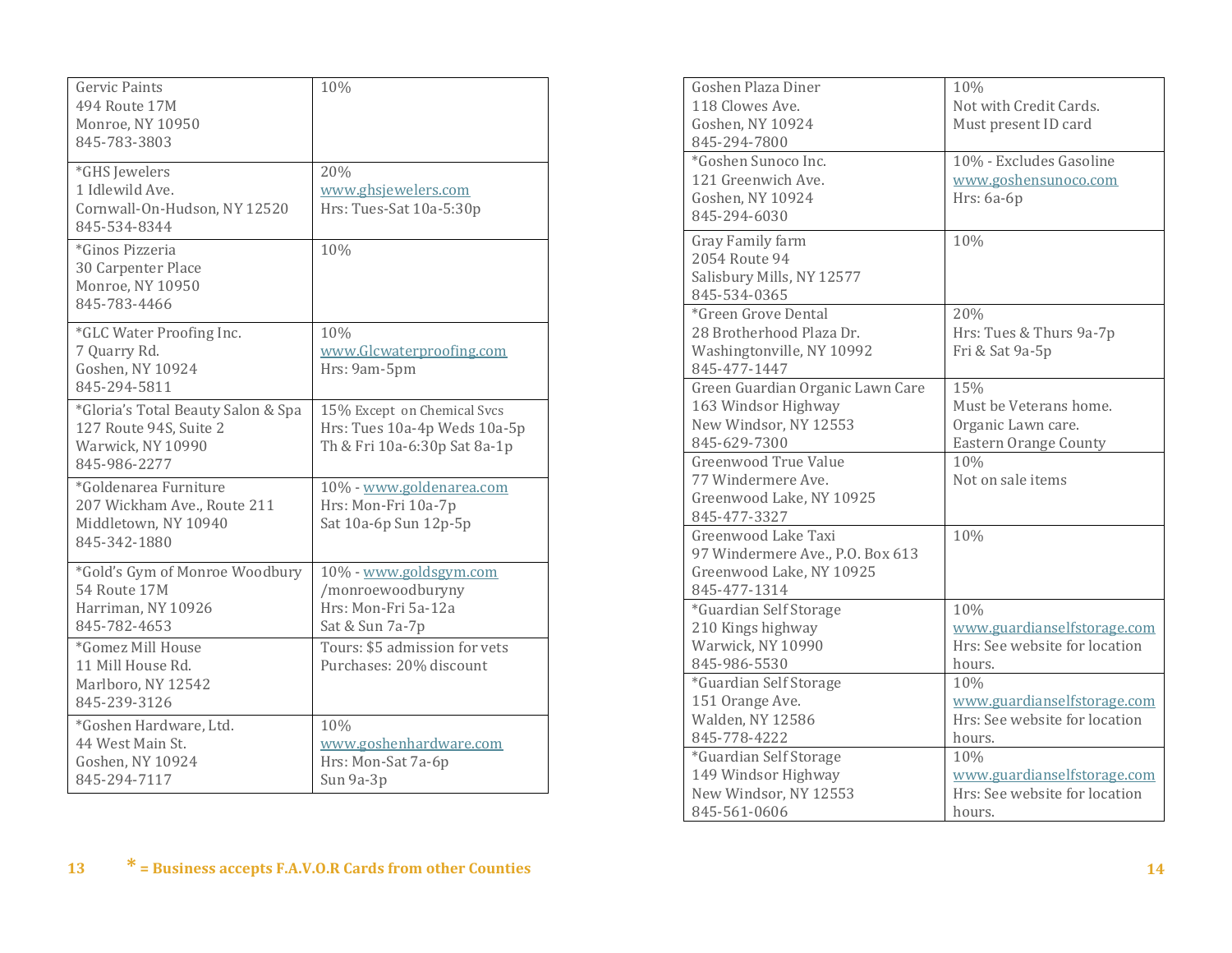| | |
|---|---|
| Gervic Paints<br>494 Route 17M<br>Monroe, NY 10950<br>845-783-3803 | 10% |
| *GHS Jewelers<br>1 Idlewild Ave.<br>Cornwall-On-Hudson, NY 12520<br>845-534-8344 | 20%<br>www.ghsjewelers.com<br>Hrs: Tues-Sat 10a-5:30p |
| *Ginos Pizzeria<br>30 Carpenter Place<br>Monroe, NY 10950<br>845-783-4466 | 10% |
| *GLC Water Proofing Inc.<br>7 Quarry Rd.<br>Goshen, NY 10924<br>845-294-5811 | 10%<br>www.Glcwaterproofing.com<br>Hrs: 9am-5pm |
| *Gloria's Total Beauty Salon & Spa<br>127 Route 94S, Suite 2<br>Warwick, NY 10990<br>845-986-2277 | 15% Except on Chemical Svcs<br>Hrs: Tues 10a-4p Weds 10a-5p<br>Th & Fri 10a-6:30p Sat 8a-1p |
| *Goldenarea Furniture<br>207 Wickham Ave., Route 211<br>Middletown, NY 10940<br>845-342-1880 | 10% - www.goldenarea.com<br>Hrs: Mon-Fri 10a-7p<br>Sat 10a-6p Sun 12p-5p |
| *Gold's Gym of Monroe Woodbury<br>54 Route 17M<br>Harriman, NY 10926<br>845-782-4653 | 10% - www.goldsgym.com<br>/monroewoodburyny<br>Hrs: Mon-Fri 5a-12a<br>Sat & Sun 7a-7p |
| *Gomez Mill House<br>11 Mill House Rd.<br>Marlboro, NY 12542<br>845-239-3126 | Tours: $5 admission for vets<br>Purchases: 20% discount |
| *Goshen Hardware, Ltd.<br>44 West Main St.<br>Goshen, NY 10924<br>845-294-7117 | 10%<br>www.goshenhardware.com<br>Hrs: Mon-Sat 7a-6p<br>Sun 9a-3p |

* = Business accepts F.A.V.O.R Cards from other Counties

| | |
|---|---|
| Goshen Plaza Diner<br>118 Clowes Ave.<br>Goshen, NY 10924<br>845-294-7800 | 10%<br>Not with Credit Cards.<br>Must present ID card |
| *Goshen Sunoco Inc.<br>121 Greenwich Ave.<br>Goshen, NY 10924<br>845-294-6030 | 10% - Excludes Gasoline<br>www.goshensunoco.com<br>Hrs: 6a-6p |
| Gray Family farm<br>2054 Route 94<br>Salisbury Mills, NY 12577<br>845-534-0365 | 10% |
| *Green Grove Dental<br>28 Brotherhood Plaza Dr.<br>Washingtonville, NY 10992<br>845-477-1447 | 20%<br>Hrs: Tues & Thurs 9a-7p<br>Fri & Sat 9a-5p |
| Green Guardian Organic Lawn Care<br>163 Windsor Highway<br>New Windsor, NY 12553<br>845-629-7300 | 15%<br>Must be Veterans home.<br>Organic Lawn care.<br>Eastern Orange County |
| Greenwood True Value<br>77 Windermere Ave.<br>Greenwood Lake, NY 10925<br>845-477-3327 | 10%<br>Not on sale items |
| Greenwood Lake Taxi<br>97 Windermere Ave., P.O. Box 613<br>Greenwood Lake, NY 10925<br>845-477-1314 | 10% |
| *Guardian Self Storage<br>210 Kings highway<br>Warwick, NY 10990<br>845-986-5530 | 10%<br>www.guardianselfstorage.com<br>Hrs: See website for location hours. |
| *Guardian Self Storage<br>151 Orange Ave.<br>Walden, NY 12586<br>845-778-4222 | 10%<br>www.guardianselfstorage.com<br>Hrs: See website for location hours. |
| *Guardian Self Storage<br>149 Windsor Highway<br>New Windsor, NY 12553<br>845-561-0606 | 10%<br>www.guardianselfstorage.com<br>Hrs: See website for location hours. |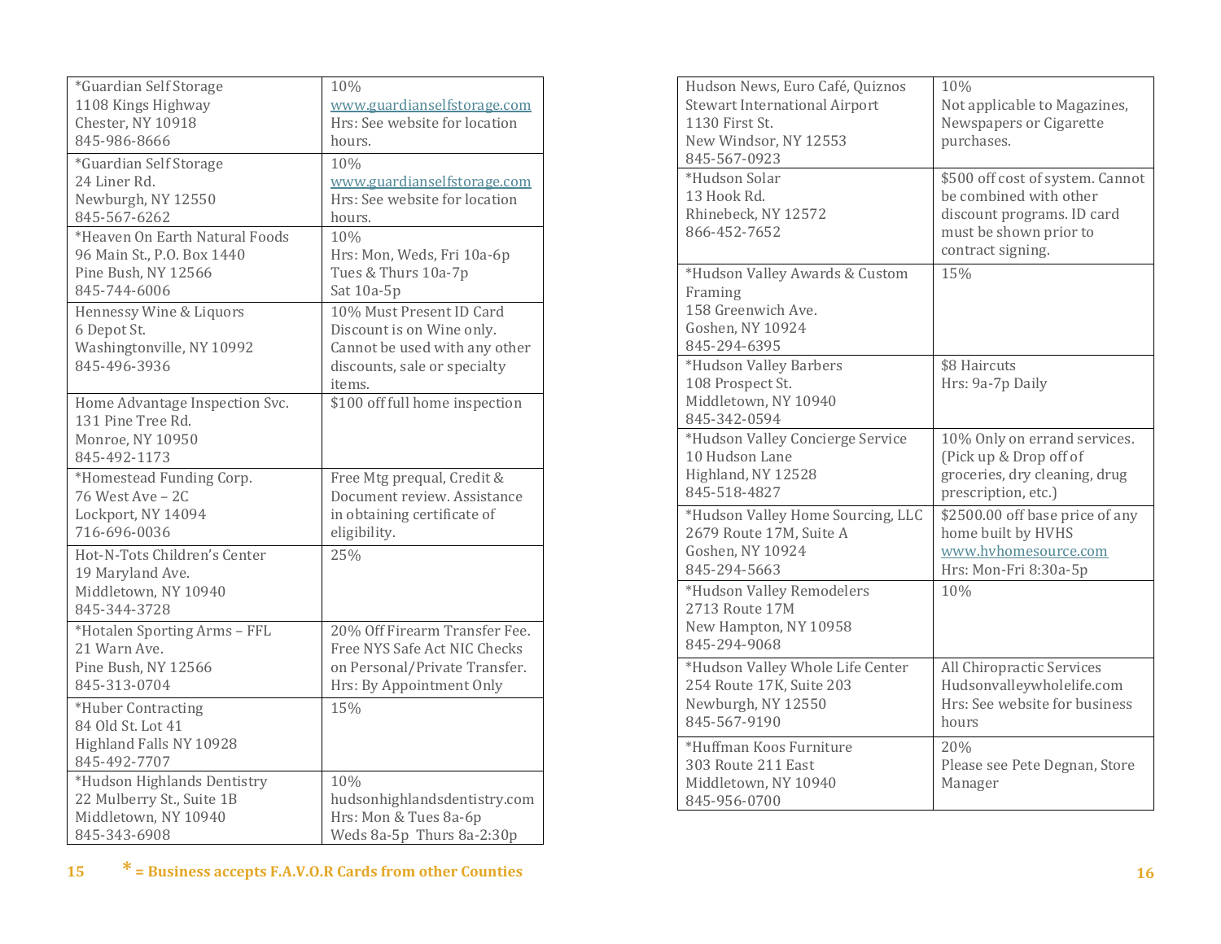| | |
|---|---|
| *Guardian Self Storage<br>1108 Kings Highway<br>Chester, NY 10918<br>845-986-8666 | 10%<br>www.guardianselfstorage.com<br>Hrs: See website for location hours. |
| *Guardian Self Storage<br>24 Liner Rd.<br>Newburgh, NY 12550<br>845-567-6262 | 10%<br>www.guardianselfstorage.com<br>Hrs: See website for location hours. |
| *Heaven On Earth Natural Foods<br>96 Main St., P.O. Box 1440<br>Pine Bush, NY 12566<br>845-744-6006 | 10%<br>Hrs: Mon, Weds, Fri 10a-6p<br>Tues & Thurs 10a-7p<br>Sat 10a-5p |
| Hennessy Wine & Liquors<br>6 Depot St.<br>Washingtonville, NY 10992<br>845-496-3936 | 10% Must Present ID Card<br>Discount is on Wine only.<br>Cannot be used with any other discounts, sale or specialty items. |
| Home Advantage Inspection Svc.<br>131 Pine Tree Rd.<br>Monroe, NY 10950<br>845-492-1173 | $100 off full home inspection |
| *Homestead Funding Corp.<br>76 West Ave – 2C<br>Lockport, NY 14094<br>716-696-0036 | Free Mtg prequal, Credit & Document review. Assistance in obtaining certificate of eligibility. |
| Hot-N-Tots Children's Center<br>19 Maryland Ave.<br>Middletown, NY 10940<br>845-344-3728 | 25% |
| *Hotalen Sporting Arms – FFL<br>21 Warn Ave.<br>Pine Bush, NY 12566<br>845-313-0704 | 20% Off Firearm Transfer Fee.<br>Free NYS Safe Act NIC Checks on Personal/Private Transfer.<br>Hrs: By Appointment Only |
| *Huber Contracting<br>84 Old St. Lot 41<br>Highland Falls NY 10928<br>845-492-7707 | 15% |
| *Hudson Highlands Dentistry<br>22 Mulberry St., Suite 1B<br>Middletown, NY 10940<br>845-343-6908 | 10%<br>hudsonhighlandsdentistry.com<br>Hrs: Mon & Tues 8a-6p<br>Weds 8a-5p Thurs 8a-2:30p |

**\* = Business accepts F.A.V.O.R Cards from other Counties**

| | |
|---|---|
| Hudson News, Euro Café, Quiznos<br>Stewart International Airport<br>1130 First St.<br>New Windsor, NY 12553<br>845-567-0923 | 10%<br>Not applicable to Magazines, Newspapers or Cigarette purchases. |
| *Hudson Solar<br>13 Hook Rd.<br>Rhinebeck, NY 12572<br>866-452-7652 | $500 off cost of system. Cannot be combined with other discount programs. ID card must be shown prior to contract signing. |
| *Hudson Valley Awards & Custom Framing<br>158 Greenwich Ave.<br>Goshen, NY 10924<br>845-294-6395 | 15% |
| *Hudson Valley Barbers<br>108 Prospect St.<br>Middletown, NY 10940<br>845-342-0594 | $8 Haircuts<br>Hrs: 9a-7p Daily |
| *Hudson Valley Concierge Service<br>10 Hudson Lane<br>Highland, NY 12528<br>845-518-4827 | 10% Only on errand services. (Pick up & Drop off of groceries, dry cleaning, drug prescription, etc.) |
| *Hudson Valley Home Sourcing, LLC<br>2679 Route 17M, Suite A<br>Goshen, NY 10924<br>845-294-5663 | $2500.00 off base price of any home built by HVHS<br>www.hvhomesource.com<br>Hrs: Mon-Fri 8:30a-5p |
| *Hudson Valley Remodelers<br>2713 Route 17M<br>New Hampton, NY 10958<br>845-294-9068 | 10% |
| *Hudson Valley Whole Life Center<br>254 Route 17K, Suite 203<br>Newburgh, NY 12550<br>845-567-9190 | All Chiropractic Services<br>Hudsonvalleywholelife.com<br>Hrs: See website for business hours |
| *Huffman Koos Furniture<br>303 Route 211 East<br>Middletown, NY 10940<br>845-956-0700 | 20%<br>Please see Pete Degnan, Store Manager |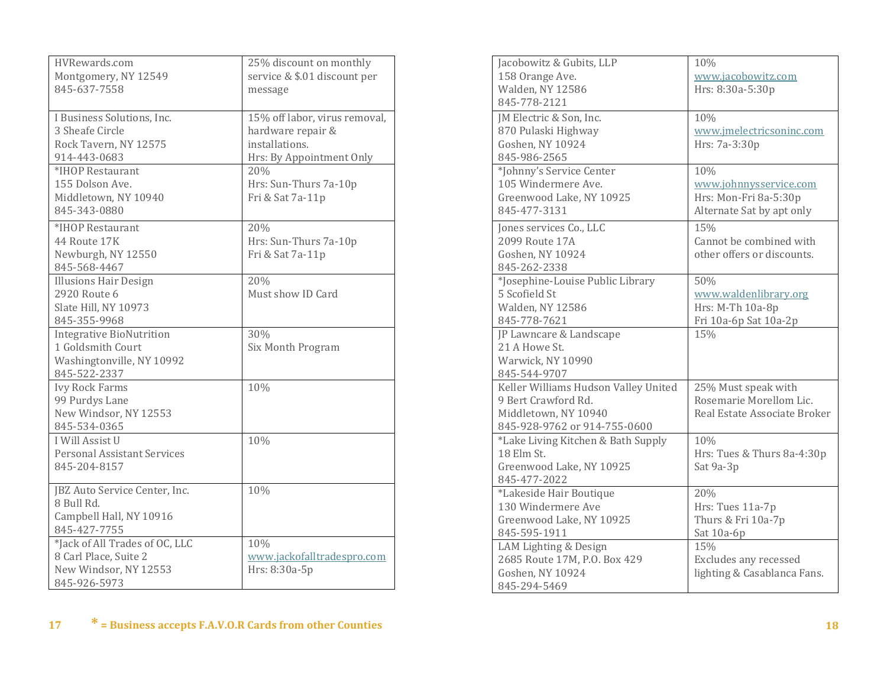| | |
|---|---|
| HVRewards.com<br>Montgomery, NY 12549<br>845-637-7558 | 25% discount on monthly service & $.01 discount per message |
| I Business Solutions, Inc.<br>3 Sheafe Circle<br>Rock Tavern, NY 12575<br>914-443-0683 | 15% off labor, virus removal, hardware repair & installations.<br>Hrs: By Appointment Only |
| *IHOP Restaurant<br>155 Dolson Ave.<br>Middletown, NY 10940<br>845-343-0880 | 20%<br>Hrs: Sun-Thurs 7a-10p<br>Fri & Sat 7a-11p |
| *IHOP Restaurant<br>44 Route 17K<br>Newburgh, NY 12550<br>845-568-4467 | 20%<br>Hrs: Sun-Thurs 7a-10p<br>Fri & Sat 7a-11p |
| Illusions Hair Design<br>2920 Route 6<br>Slate Hill, NY 10973<br>845-355-9968 | 20%<br>Must show ID Card |
| Integrative BioNutrition<br>1 Goldsmith Court<br>Washingtonville, NY 10992<br>845-522-2337 | 30%<br>Six Month Program |
| Ivy Rock Farms<br>99 Purdys Lane<br>New Windsor, NY 12553<br>845-534-0365 | 10% |
| I Will Assist U<br>Personal Assistant Services<br>845-204-8157 | 10% |
| JBZ Auto Service Center, Inc.<br>8 Bull Rd.<br>Campbell Hall, NY 10916<br>845-427-7755 | 10% |
| *Jack of All Trades of OC, LLC<br>8 Carl Place, Suite 2<br>New Windsor, NY 12553<br>845-926-5973 | 10%<br>www.jackofalltradespro.com<br>Hrs: 8:30a-5p |

* = Business accepts F.A.V.O.R Cards from other Counties

| | |
|---|---|
| Jacobowitz & Gubits, LLP<br>158 Orange Ave.<br>Walden, NY 12586<br>845-778-2121 | 10%<br>www.jacobowitz.com<br>Hrs: 8:30a-5:30p |
| JM Electric & Son, Inc.<br>870 Pulaski Highway<br>Goshen, NY 10924<br>845-986-2565 | 10%<br>www.jmelectricsoninc.com<br>Hrs: 7a-3:30p |
| *Johnny's Service Center<br>105 Windermere Ave.<br>Greenwood Lake, NY 10925<br>845-477-3131 | 10%<br>www.johnnysservice.com<br>Hrs: Mon-Fri 8a-5:30p<br>Alternate Sat by apt only |
| Jones services Co., LLC<br>2099 Route 17A<br>Goshen, NY 10924<br>845-262-2338 | 15%<br>Cannot be combined with other offers or discounts. |
| *Josephine-Louise Public Library<br>5 Scofield St<br>Walden, NY 12586<br>845-778-7621 | 50%<br>www.waldenlibrary.org<br>Hrs: M-Th 10a-8p<br>Fri 10a-6p Sat 10a-2p |
| JP Lawncare & Landscape<br>21 A Howe St.<br>Warwick, NY 10990<br>845-544-9707 | 15% |
| Keller Williams Hudson Valley United<br>9 Bert Crawford Rd.<br>Middletown, NY 10940<br>845-928-9762 or 914-755-0600 | 25% Must speak with Rosemarie Morellom Lic. Real Estate Associate Broker |
| *Lake Living Kitchen & Bath Supply<br>18 Elm St.<br>Greenwood Lake, NY 10925<br>845-477-2022 | 10%<br>Hrs: Tues & Thurs 8a-4:30p<br>Sat 9a-3p |
| *Lakeside Hair Boutique<br>130 Windermere Ave<br>Greenwood Lake, NY 10925<br>845-595-1911 | 20%<br>Hrs: Tues 11a-7p<br>Thurs & Fri 10a-7p<br>Sat 10a-6p |
| LAM Lighting & Design<br>2685 Route 17M, P.O. Box 429<br>Goshen, NY 10924<br>845-294-5469 | 15%<br>Excludes any recessed lighting & Casablanca Fans. |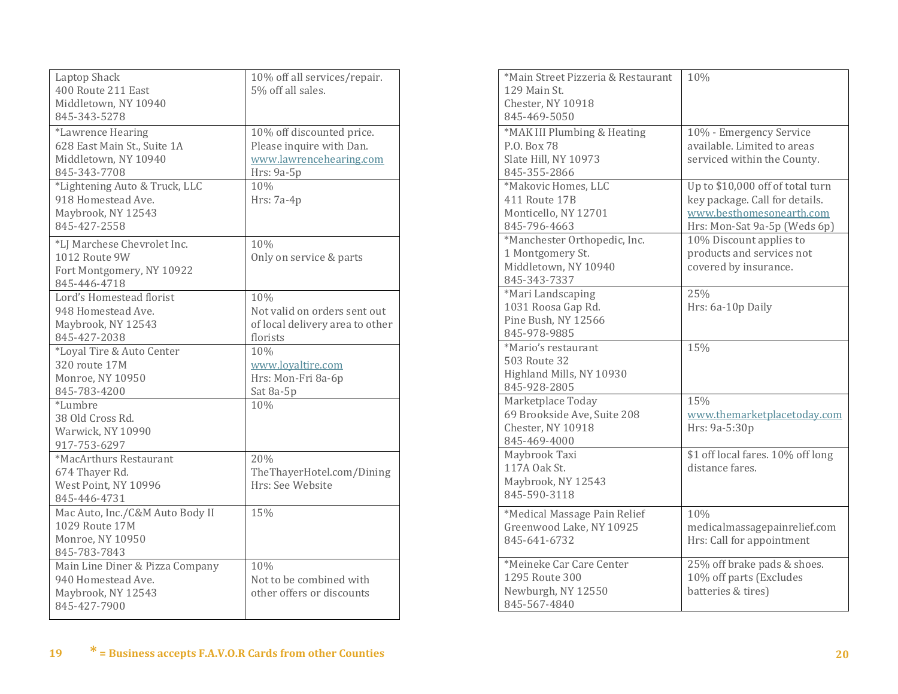| Business | Discount |
|---|---|
| Laptop Shack<br>400 Route 211 East<br>Middletown, NY 10940<br>845-343-5278 | 10% off all services/repair.<br>5% off all sales. |
| *Lawrence Hearing<br>628 East Main St., Suite 1A<br>Middletown, NY 10940<br>845-343-7708 | 10% off discounted price.<br>Please inquire with Dan.<br>www.lawrencehearing.com<br>Hrs: 9a-5p |
| *Lightening Auto & Truck, LLC<br>918 Homestead Ave.<br>Maybrook, NY 12543<br>845-427-2558 | 10%<br>Hrs: 7a-4p |
| *LJ Marchese Chevrolet Inc.<br>1012 Route 9W<br>Fort Montgomery, NY 10922<br>845-446-4718 | 10%<br>Only on service & parts |
| Lord's Homestead florist<br>948 Homestead Ave.<br>Maybrook, NY 12543<br>845-427-2038 | 10%<br>Not valid on orders sent out of local delivery area to other florists |
| *Loyal Tire & Auto Center<br>320 route 17M<br>Monroe, NY 10950<br>845-783-4200 | 10%<br>www.loyaltire.com<br>Hrs: Mon-Fri 8a-6p<br>Sat 8a-5p |
| *Lumbre<br>38 Old Cross Rd.<br>Warwick, NY 10990<br>917-753-6297 | 10% |
| *MacArthurs Restaurant<br>674 Thayer Rd.<br>West Point, NY 10996<br>845-446-4731 | 20%<br>TheThayerHotel.com/Dining<br>Hrs: See Website |
| Mac Auto, Inc./C&M Auto Body II<br>1029 Route 17M<br>Monroe, NY 10950<br>845-783-7843 | 15% |
| Main Line Diner & Pizza Company<br>940 Homestead Ave.<br>Maybrook, NY 12543<br>845-427-7900 | 10%<br>Not to be combined with other offers or discounts |

* = Business accepts F.A.V.O.R Cards from other Counties

| Business | Discount |
|---|---|
| *Main Street Pizzeria & Restaurant<br>129 Main St.<br>Chester, NY 10918<br>845-469-5050 | 10% |
| *MAK III Plumbing & Heating<br>P.O. Box 78<br>Slate Hill, NY 10973<br>845-355-2866 | 10% - Emergency Service available. Limited to areas serviced within the County. |
| *Makovic Homes, LLC<br>411 Route 17B<br>Monticello, NY 12701<br>845-796-4663 | Up to $10,000 off of total turn key package. Call for details.<br>www.besthomesonearth.com<br>Hrs: Mon-Sat 9a-5p (Weds 6p) |
| *Manchester Orthopedic, Inc.<br>1 Montgomery St.<br>Middletown, NY 10940<br>845-343-7337 | 10% Discount applies to products and services not covered by insurance. |
| *Mari Landscaping<br>1031 Roosa Gap Rd.<br>Pine Bush, NY 12566<br>845-978-9885 | 25%<br>Hrs: 6a-10p Daily |
| *Mario's restaurant<br>503 Route 32<br>Highland Mills, NY 10930<br>845-928-2805 | 15% |
| Marketplace Today<br>69 Brookside Ave, Suite 208<br>Chester, NY 10918<br>845-469-4000 | 15%<br>www.themarketplacetoday.com<br>Hrs: 9a-5:30p |
| Maybrook Taxi<br>117A Oak St.<br>Maybrook, NY 12543<br>845-590-3118 | $1 off local fares. 10% off long distance fares. |
| *Medical Massage Pain Relief<br>Greenwood Lake, NY 10925<br>845-641-6732 | 10%<br>medicalmassagepainrelief.com<br>Hrs: Call for appointment |
| *Meineke Car Care Center<br>1295 Route 300<br>Newburgh, NY 12550<br>845-567-4840 | 25% off brake pads & shoes.<br>10% off parts (Excludes batteries & tires) |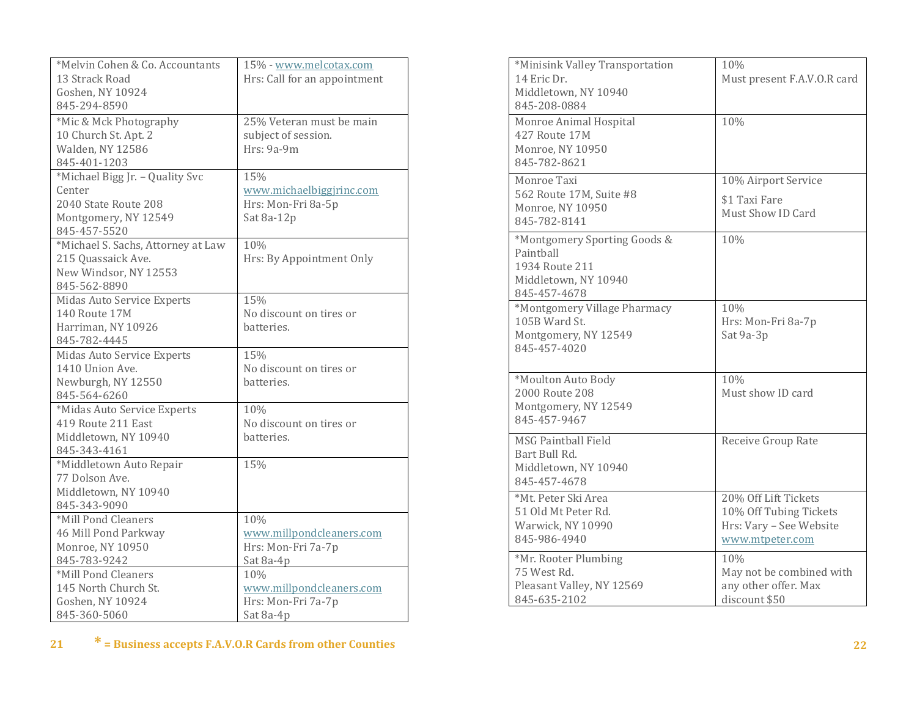| Business | Discount |
|---|---|
| *Melvin Cohen & Co. Accountants<br>13 Strack Road<br>Goshen, NY 10924<br>845-294-8590 | 15% - www.melcotax.com<br>Hrs: Call for an appointment |
| *Mic & Mck Photography<br>10 Church St. Apt. 2<br>Walden, NY 12586<br>845-401-1203 | 25% Veteran must be main subject of session.<br>Hrs: 9a-9m |
| *Michael Bigg Jr. – Quality Svc Center<br>2040 State Route 208<br>Montgomery, NY 12549<br>845-457-5520 | 15%<br>www.michaelbiggjrinc.com<br>Hrs: Mon-Fri 8a-5p<br>Sat 8a-12p |
| *Michael S. Sachs, Attorney at Law<br>215 Quassaick Ave.<br>New Windsor, NY 12553<br>845-562-8890 | 10%<br>Hrs: By Appointment Only |
| Midas Auto Service Experts<br>140 Route 17M<br>Harriman, NY 10926<br>845-782-4445 | 15%<br>No discount on tires or batteries. |
| Midas Auto Service Experts<br>1410 Union Ave.<br>Newburgh, NY 12550<br>845-564-6260 | 15%<br>No discount on tires or batteries. |
| *Midas Auto Service Experts<br>419 Route 211 East<br>Middletown, NY 10940<br>845-343-4161 | 10%<br>No discount on tires or batteries. |
| *Middletown Auto Repair<br>77 Dolson Ave.<br>Middletown, NY 10940<br>845-343-9090 | 15% |
| *Mill Pond Cleaners<br>46 Mill Pond Parkway<br>Monroe, NY 10950<br>845-783-9242 | 10%<br>www.millpondcleaners.com<br>Hrs: Mon-Fri 7a-7p<br>Sat 8a-4p |
| *Mill Pond Cleaners<br>145 North Church St.<br>Goshen, NY 10924<br>845-360-5060 | 10%<br>www.millpondcleaners.com<br>Hrs: Mon-Fri 7a-7p<br>Sat 8a-4p |

**\* = Business accepts F.A.V.O.R Cards from other Counties**

| Business | Discount |
|---|---|
| *Minisink Valley Transportation<br>14 Eric Dr.<br>Middletown, NY 10940<br>845-208-0884 | 10%<br>Must present F.A.V.O.R card |
| Monroe Animal Hospital<br>427 Route 17M<br>Monroe, NY 10950<br>845-782-8621 | 10% |
| Monroe Taxi<br>562 Route 17M, Suite #8<br>Monroe, NY 10950<br>845-782-8141 | 10% Airport Service<br>$1 Taxi Fare<br>Must Show ID Card |
| *Montgomery Sporting Goods & Paintball<br>1934 Route 211<br>Middletown, NY 10940<br>845-457-4678 | 10% |
| *Montgomery Village Pharmacy<br>105B Ward St.<br>Montgomery, NY 12549<br>845-457-4020 | 10%<br>Hrs: Mon-Fri 8a-7p<br>Sat 9a-3p |
| *Moulton Auto Body<br>2000 Route 208<br>Montgomery, NY 12549<br>845-457-9467 | 10%<br>Must show ID card |
| MSG Paintball Field<br>Bart Bull Rd.<br>Middletown, NY 10940<br>845-457-4678 | Receive Group Rate |
| *Mt. Peter Ski Area<br>51 Old Mt Peter Rd.<br>Warwick, NY 10990<br>845-986-4940 | 20% Off Lift Tickets<br>10% Off Tubing Tickets<br>Hrs: Vary – See Website<br>www.mtpeter.com |
| *Mr. Rooter Plumbing<br>75 West Rd.<br>Pleasant Valley, NY 12569<br>845-635-2102 | 10%<br>May not be combined with any other offer. Max discount $50 |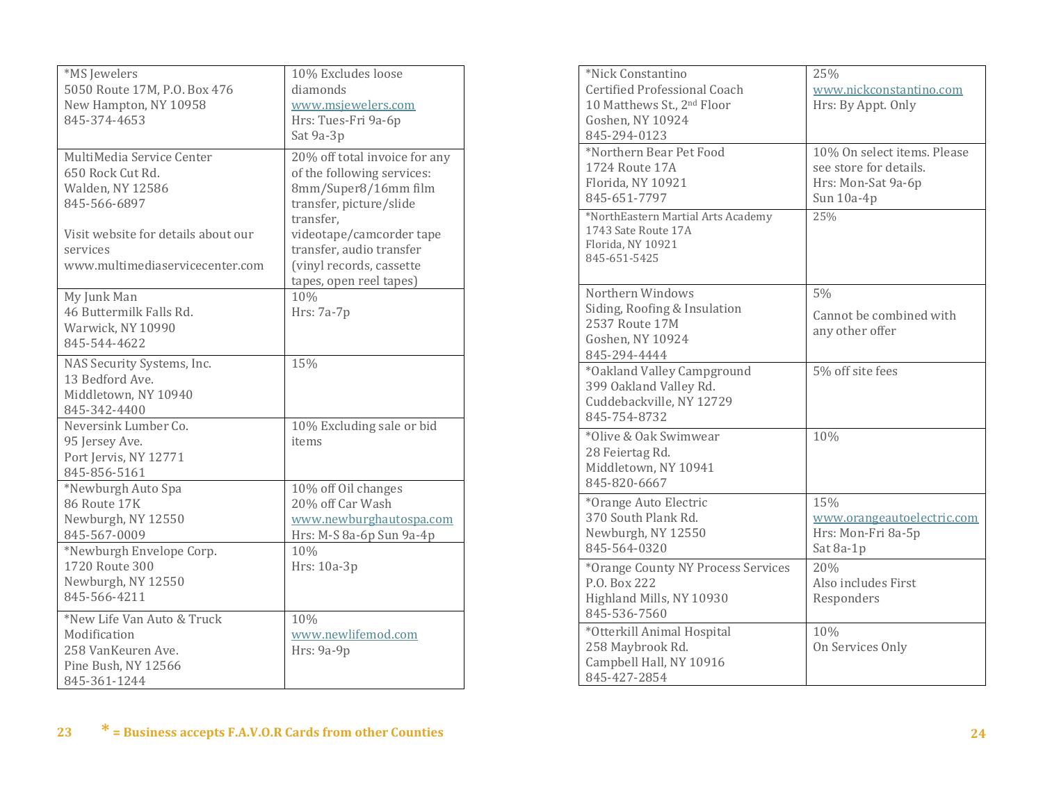| Business | Discount |
|---|---|
| *MS Jewelers<br>5050 Route 17M, P.O. Box 476<br>New Hampton, NY 10958<br>845-374-4653 | 10% Excludes loose diamonds<br>www.msjewelers.com<br>Hrs: Tues-Fri 9a-6p<br>Sat 9a-3p |
| MultiMedia Service Center<br>650 Rock Cut Rd.<br>Walden, NY 12586<br>845-566-6897<br><br>Visit website for details about our services<br>www.multimediaservicecenter.com | 20% off total invoice for any of the following services: 8mm/Super8/16mm film transfer, picture/slide transfer, videotape/camcorder tape transfer, audio transfer (vinyl records, cassette tapes, open reel tapes) |
| My Junk Man<br>46 Buttermilk Falls Rd.<br>Warwick, NY 10990<br>845-544-4622 | 10%<br>Hrs: 7a-7p |
| NAS Security Systems, Inc.<br>13 Bedford Ave.<br>Middletown, NY 10940<br>845-342-4400 | 15% |
| Neversink Lumber Co.<br>95 Jersey Ave.<br>Port Jervis, NY 12771<br>845-856-5161 | 10% Excluding sale or bid items |
| *Newburgh Auto Spa<br>86 Route 17K<br>Newburgh, NY 12550<br>845-567-0009 | 10% off Oil changes<br>20% off Car Wash<br>www.newburghautospa.com<br>Hrs: M-S 8a-6p Sun 9a-4p |
| *Newburgh Envelope Corp.<br>1720 Route 300<br>Newburgh, NY 12550<br>845-566-4211 | 10%<br>Hrs: 10a-3p |
| *New Life Van Auto & Truck Modification<br>258 VanKeuren Ave.<br>Pine Bush, NY 12566<br>845-361-1244 | 10%<br>www.newlifemod.com<br>Hrs: 9a-9p |
| *Nick Constantino<br>Certified Professional Coach<br>10 Matthews St., 2nd Floor<br>Goshen, NY 10924<br>845-294-0123 | 25%<br>www.nickconstantino.com<br>Hrs: By Appt. Only |
| *Northern Bear Pet Food<br>1724 Route 17A<br>Florida, NY 10921<br>845-651-7797 | 10% On select items. Please see store for details.<br>Hrs: Mon-Sat 9a-6p<br>Sun 10a-4p |
| *NorthEastern Martial Arts Academy<br>1743 Sate Route 17A<br>Florida, NY 10921<br>845-651-5425 | 25% |
| Northern Windows<br>Siding, Roofing & Insulation<br>2537 Route 17M<br>Goshen, NY 10924<br>845-294-4444 | 5%<br>Cannot be combined with any other offer |
| *Oakland Valley Campground<br>399 Oakland Valley Rd.<br>Cuddebackville, NY 12729<br>845-754-8732 | 5% off site fees |
| *Olive & Oak Swimwear<br>28 Feiertag Rd.<br>Middletown, NY 10941<br>845-820-6667 | 10% |
| *Orange Auto Electric<br>370 South Plank Rd.<br>Newburgh, NY 12550<br>845-564-0320 | 15%<br>www.orangeautoelectric.com<br>Hrs: Mon-Fri 8a-5p<br>Sat 8a-1p |
| *Orange County NY Process Services<br>P.O. Box 222<br>Highland Mills, NY 10930<br>845-536-7560 | 20%<br>Also includes First Responders |
| *Otterkill Animal Hospital<br>258 Maybrook Rd.<br>Campbell Hall, NY 10916<br>845-427-2854 | 10%<br>On Services Only |

**\* = Business accepts F.A.V.O.R Cards from other Counties**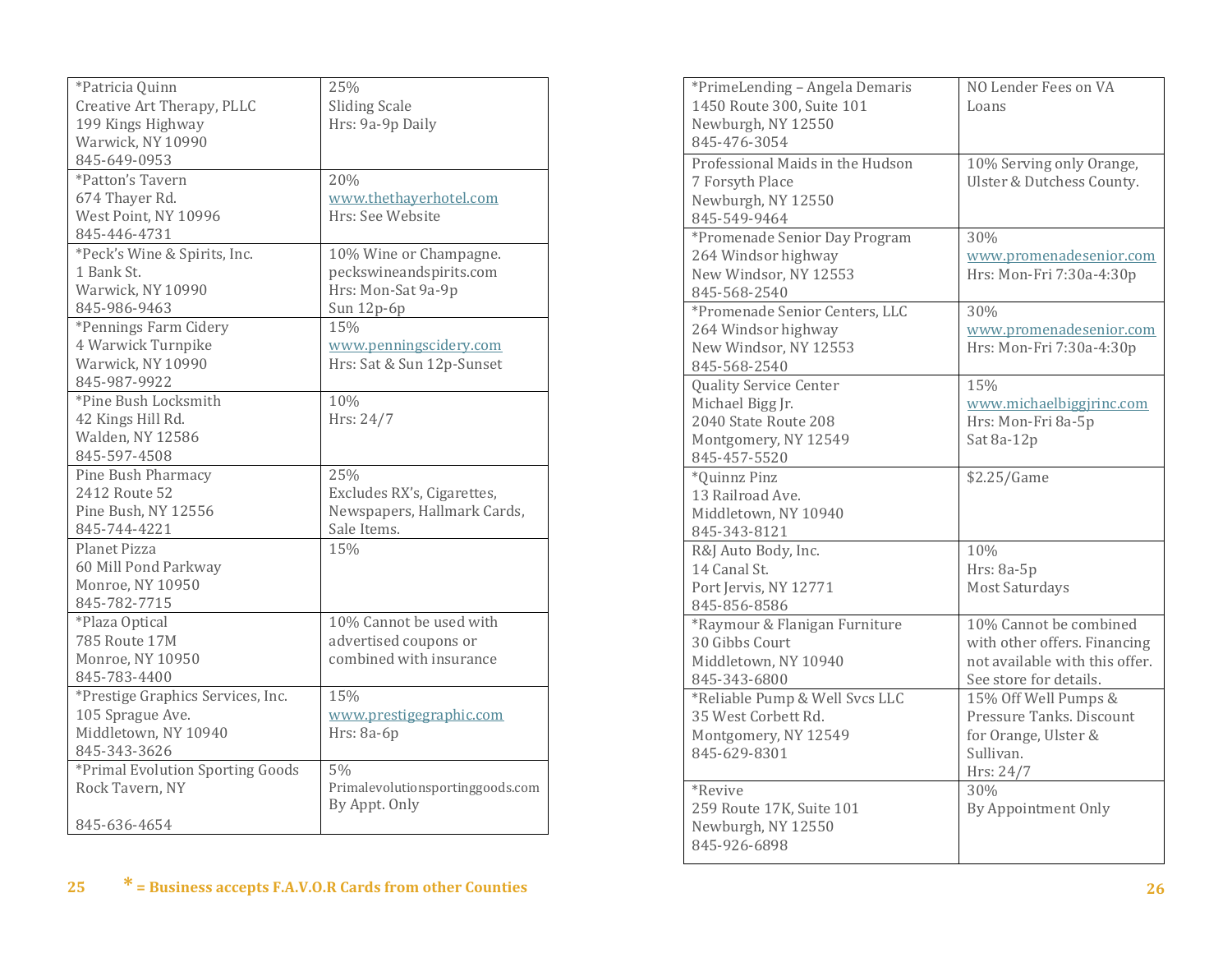| | |
|---|---|
| *Patricia Quinn<br>Creative Art Therapy, PLLC<br>199 Kings Highway<br>Warwick, NY 10990<br>845-649-0953 | 25%<br>Sliding Scale<br>Hrs: 9a-9p Daily |
| *Patton's Tavern<br>674 Thayer Rd.<br>West Point, NY 10996<br>845-446-4731 | 20%<br>www.thethayerhotel.com<br>Hrs: See Website |
| *Peck's Wine & Spirits, Inc.<br>1 Bank St.<br>Warwick, NY 10990<br>845-986-9463 | 10% Wine or Champagne.<br>peckswineandspirits.com<br>Hrs: Mon-Sat 9a-9p<br>Sun 12p-6p |
| *Pennings Farm Cidery<br>4 Warwick Turnpike<br>Warwick, NY 10990<br>845-987-9922 | 15%<br>www.penningscidery.com<br>Hrs: Sat & Sun 12p-Sunset |
| *Pine Bush Locksmith<br>42 Kings Hill Rd.<br>Walden, NY 12586<br>845-597-4508 | 10%<br>Hrs: 24/7 |
| Pine Bush Pharmacy<br>2412 Route 52<br>Pine Bush, NY 12556<br>845-744-4221 | 25%<br>Excludes RX's, Cigarettes, Newspapers, Hallmark Cards, Sale Items. |
| Planet Pizza<br>60 Mill Pond Parkway<br>Monroe, NY 10950<br>845-782-7715 | 15% |
| *Plaza Optical<br>785 Route 17M<br>Monroe, NY 10950<br>845-783-4400 | 10% Cannot be used with advertised coupons or combined with insurance |
| *Prestige Graphics Services, Inc.<br>105 Sprague Ave.<br>Middletown, NY 10940<br>845-343-3626 | 15%<br>www.prestigegraphic.com<br>Hrs: 8a-6p |
| *Primal Evolution Sporting Goods<br>Rock Tavern, NY<br><br>845-636-4654 | 5%<br>Primalevolutionsportinggoods.com<br>By Appt. Only |

* = Business accepts F.A.V.O.R Cards from other Counties

| | |
|---|---|
| *PrimeLending – Angela Demaris<br>1450 Route 300, Suite 101<br>Newburgh, NY 12550<br>845-476-3054 | NO Lender Fees on VA Loans |
| Professional Maids in the Hudson<br>7 Forsyth Place<br>Newburgh, NY 12550<br>845-549-9464 | 10% Serving only Orange, Ulster & Dutchess County. |
| *Promenade Senior Day Program<br>264 Windsor highway<br>New Windsor, NY 12553<br>845-568-2540 | 30%<br>www.promenadesenior.com<br>Hrs: Mon-Fri 7:30a-4:30p |
| *Promenade Senior Centers, LLC<br>264 Windsor highway<br>New Windsor, NY 12553<br>845-568-2540 | 30%<br>www.promenadesenior.com<br>Hrs: Mon-Fri 7:30a-4:30p |
| Quality Service Center<br>Michael Bigg Jr.<br>2040 State Route 208<br>Montgomery, NY 12549<br>845-457-5520 | 15%<br>www.michaelbiggjrinc.com<br>Hrs: Mon-Fri 8a-5p<br>Sat 8a-12p |
| *Quinnz Pinz<br>13 Railroad Ave.<br>Middletown, NY 10940<br>845-343-8121 | $2.25/Game |
| R&J Auto Body, Inc.<br>14 Canal St.<br>Port Jervis, NY 12771<br>845-856-8586 | 10%<br>Hrs: 8a-5p<br>Most Saturdays |
| *Raymour & Flanigan Furniture<br>30 Gibbs Court<br>Middletown, NY 10940<br>845-343-6800 | 10% Cannot be combined with other offers. Financing not available with this offer. See store for details. |
| *Reliable Pump & Well Svcs LLC<br>35 West Corbett Rd.<br>Montgomery, NY 12549<br>845-629-8301 | 15% Off Well Pumps & Pressure Tanks. Discount for Orange, Ulster & Sullivan.<br>Hrs: 24/7 |
| *Revive<br>259 Route 17K, Suite 101<br>Newburgh, NY 12550<br>845-926-6898 | 30%<br>By Appointment Only |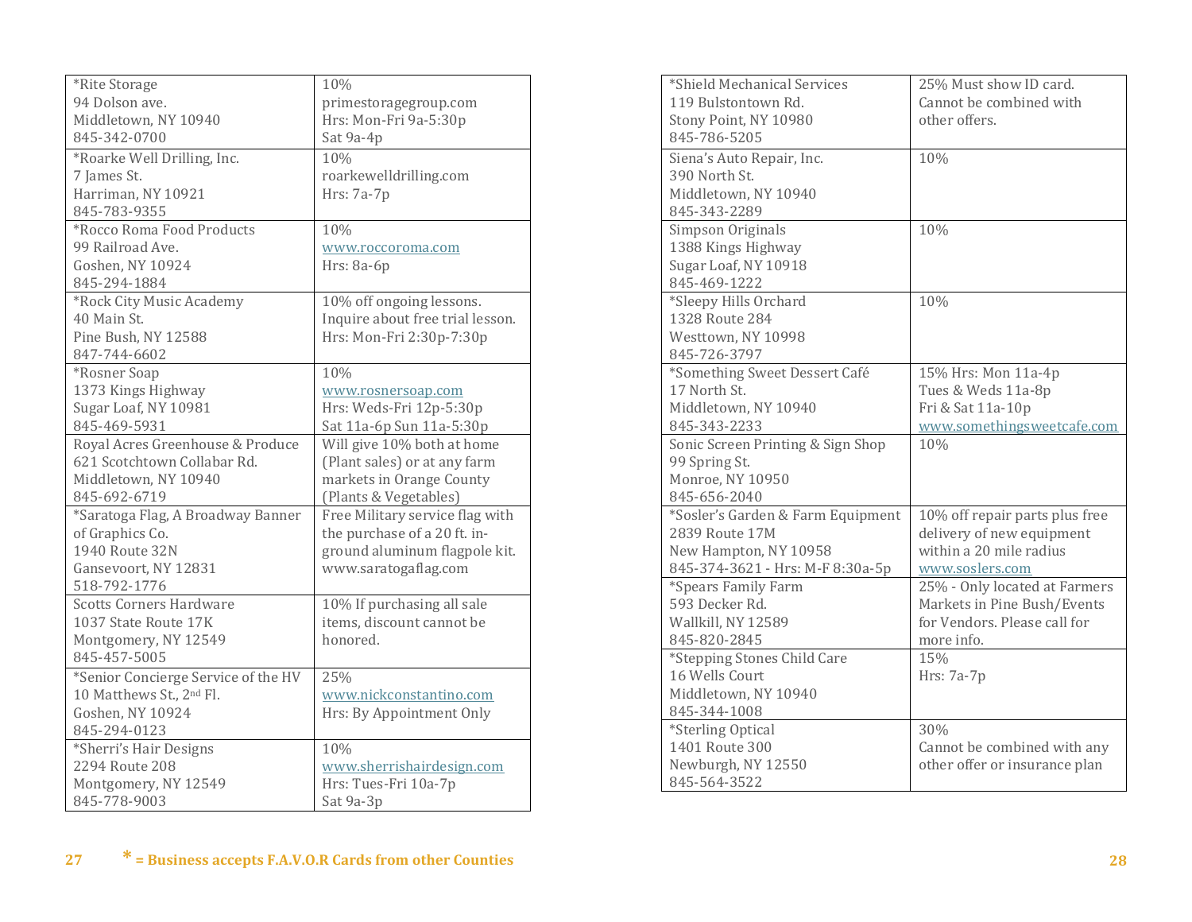| | |
|---|---|
| *Rite Storage<br>94 Dolson ave.<br>Middletown, NY 10940<br>845-342-0700 | 10%<br>primestoragegroup.com<br>Hrs: Mon-Fri 9a-5:30p<br>Sat 9a-4p |
| *Roarke Well Drilling, Inc.<br>7 James St.<br>Harriman, NY 10921<br>845-783-9355 | 10%<br>roarkewelldrilling.com<br>Hrs: 7a-7p |
| *Rocco Roma Food Products<br>99 Railroad Ave.<br>Goshen, NY 10924<br>845-294-1884 | 10%<br>www.roccoroma.com<br>Hrs: 8a-6p |
| *Rock City Music Academy<br>40 Main St.<br>Pine Bush, NY 12588<br>847-744-6602 | 10% off ongoing lessons.<br>Inquire about free trial lesson.<br>Hrs: Mon-Fri 2:30p-7:30p |
| *Rosner Soap<br>1373 Kings Highway<br>Sugar Loaf, NY 10981<br>845-469-5931 | 10%<br>www.rosnersoap.com<br>Hrs: Weds-Fri 12p-5:30p<br>Sat 11a-6p Sun 11a-5:30p |
| Royal Acres Greenhouse & Produce<br>621 Scotchtown Collabar Rd.<br>Middletown, NY 10940<br>845-692-6719 | Will give 10% both at home (Plant sales) or at any farm markets in Orange County (Plants & Vegetables) |
| *Saratoga Flag, A Broadway Banner of Graphics Co.<br>1940 Route 32N<br>Gansevoort, NY 12831<br>518-792-1776 | Free Military service flag with the purchase of a 20 ft. in-ground aluminum flagpole kit.<br>www.saratogaflag.com |
| Scotts Corners Hardware<br>1037 State Route 17K<br>Montgomery, NY 12549<br>845-457-5005 | 10% If purchasing all sale items, discount cannot be honored. |
| *Senior Concierge Service of the HV<br>10 Matthews St., 2nd Fl.<br>Goshen, NY 10924<br>845-294-0123 | 25%<br>www.nickconstantino.com<br>Hrs: By Appointment Only |
| *Sherri's Hair Designs<br>2294 Route 208<br>Montgomery, NY 12549<br>845-778-9003 | 10%<br>www.sherrishairdesign.com<br>Hrs: Tues-Fri 10a-7p<br>Sat 9a-3p |

**\* = Business accepts F.A.V.O.R Cards from other Counties**

| | |
|---|---|
| *Shield Mechanical Services<br>119 Bulstontown Rd.<br>Stony Point, NY 10980<br>845-786-5205 | 25% Must show ID card. Cannot be combined with other offers. |
| Siena's Auto Repair, Inc.<br>390 North St.<br>Middletown, NY 10940<br>845-343-2289 | 10% |
| Simpson Originals<br>1388 Kings Highway<br>Sugar Loaf, NY 10918<br>845-469-1222 | 10% |
| *Sleepy Hills Orchard<br>1328 Route 284<br>Westtown, NY 10998<br>845-726-3797 | 10% |
| *Something Sweet Dessert Café<br>17 North St.<br>Middletown, NY 10940<br>845-343-2233 | 15% Hrs: Mon 11a-4p<br>Tues & Weds 11a-8p<br>Fri & Sat 11a-10p<br>www.somethingsweetcafe.com |
| Sonic Screen Printing & Sign Shop<br>99 Spring St.<br>Monroe, NY 10950<br>845-656-2040 | 10% |
| *Sosler's Garden & Farm Equipment<br>2839 Route 17M<br>New Hampton, NY 10958<br>845-374-3621 - Hrs: M-F 8:30a-5p | 10% off repair parts plus free delivery of new equipment within a 20 mile radius<br>www.soslers.com |
| *Spears Family Farm<br>593 Decker Rd.<br>Wallkill, NY 12589<br>845-820-2845 | 25% - Only located at Farmers Markets in Pine Bush/Events for Vendors. Please call for more info. |
| *Stepping Stones Child Care<br>16 Wells Court<br>Middletown, NY 10940<br>845-344-1008 | 15%<br>Hrs: 7a-7p |
| *Sterling Optical<br>1401 Route 300<br>Newburgh, NY 12550<br>845-564-3522 | 30%<br>Cannot be combined with any other offer or insurance plan |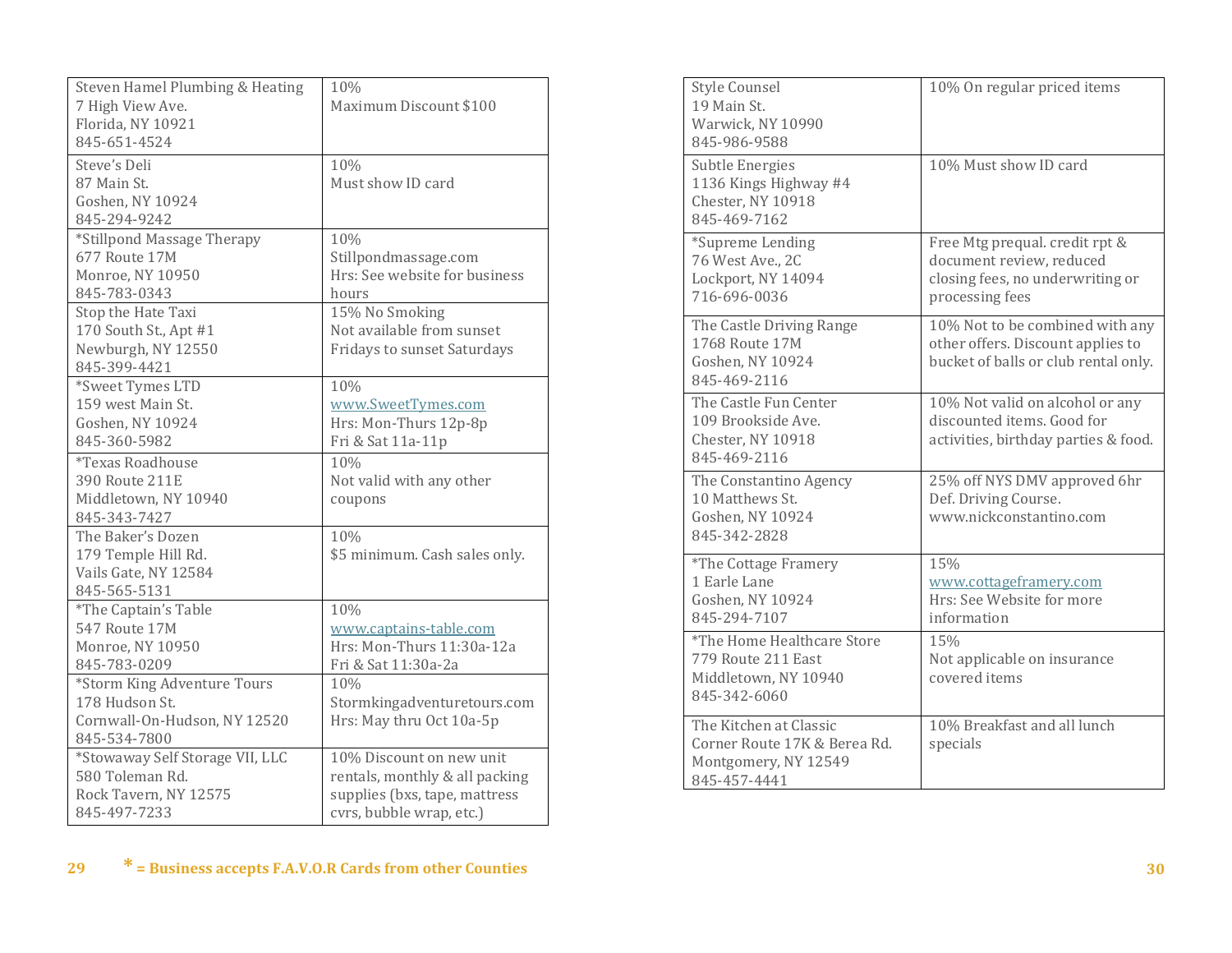| Business | Discount |
|---|---|
| Steven Hamel Plumbing & Heating<br>7 High View Ave.<br>Florida, NY 10921<br>845-651-4524 | 10%<br>Maximum Discount $100 |
| Steve's Deli<br>87 Main St.<br>Goshen, NY 10924<br>845-294-9242 | 10%<br>Must show ID card |
| *Stillpond Massage Therapy<br>677 Route 17M<br>Monroe, NY 10950<br>845-783-0343 | 10%<br>Stillpondmassage.com<br>Hrs: See website for business hours |
| Stop the Hate Taxi<br>170 South St., Apt #1<br>Newburgh, NY 12550<br>845-399-4421 | 15% No Smoking<br>Not available from sunset Fridays to sunset Saturdays |
| *Sweet Tymes LTD<br>159 west Main St.<br>Goshen, NY 10924<br>845-360-5982 | 10%<br>www.SweetTymes.com<br>Hrs: Mon-Thurs 12p-8p<br>Fri & Sat 11a-11p |
| *Texas Roadhouse<br>390 Route 211E<br>Middletown, NY 10940<br>845-343-7427 | 10%<br>Not valid with any other coupons |
| The Baker's Dozen<br>179 Temple Hill Rd.<br>Vails Gate, NY 12584<br>845-565-5131 | 10%<br>$5 minimum. Cash sales only. |
| *The Captain's Table<br>547 Route 17M<br>Monroe, NY 10950<br>845-783-0209 | 10%<br>www.captains-table.com<br>Hrs: Mon-Thurs 11:30a-12a<br>Fri & Sat 11:30a-2a |
| *Storm King Adventure Tours<br>178 Hudson St.<br>Cornwall-On-Hudson, NY 12520<br>845-534-7800 | 10%<br>Stormkingadventuretours.com<br>Hrs: May thru Oct 10a-5p |
| *Stowaway Self Storage VII, LLC<br>580 Toleman Rd.<br>Rock Tavern, NY 12575<br>845-497-7233 | 10% Discount on new unit rentals, monthly & all packing supplies (bxs, tape, mattress cvrs, bubble wrap, etc.) |

**\* = Business accepts F.A.V.O.R Cards from other Counties**

| Business | Discount |
|---|---|
| Style Counsel<br>19 Main St.<br>Warwick, NY 10990<br>845-986-9588 | 10% On regular priced items |
| Subtle Energies<br>1136 Kings Highway #4<br>Chester, NY 10918<br>845-469-7162 | 10% Must show ID card |
| *Supreme Lending<br>76 West Ave., 2C<br>Lockport, NY 14094<br>716-696-0036 | Free Mtg prequal. credit rpt & document review, reduced closing fees, no underwriting or processing fees |
| The Castle Driving Range<br>1768 Route 17M<br>Goshen, NY 10924<br>845-469-2116 | 10% Not to be combined with any other offers. Discount applies to bucket of balls or club rental only. |
| The Castle Fun Center<br>109 Brookside Ave.<br>Chester, NY 10918<br>845-469-2116 | 10% Not valid on alcohol or any discounted items. Good for activities, birthday parties & food. |
| The Constantino Agency<br>10 Matthews St.<br>Goshen, NY 10924<br>845-342-2828 | 25% off NYS DMV approved 6hr Def. Driving Course.<br>www.nickconstantino.com |
| *The Cottage Framery<br>1 Earle Lane<br>Goshen, NY 10924<br>845-294-7107 | 15%<br>www.cottageframery.com<br>Hrs: See Website for more information |
| *The Home Healthcare Store<br>779 Route 211 East<br>Middletown, NY 10940<br>845-342-6060 | 15%<br>Not applicable on insurance covered items |
| The Kitchen at Classic<br>Corner Route 17K & Berea Rd.<br>Montgomery, NY 12549<br>845-457-4441 | 10% Breakfast and all lunch specials |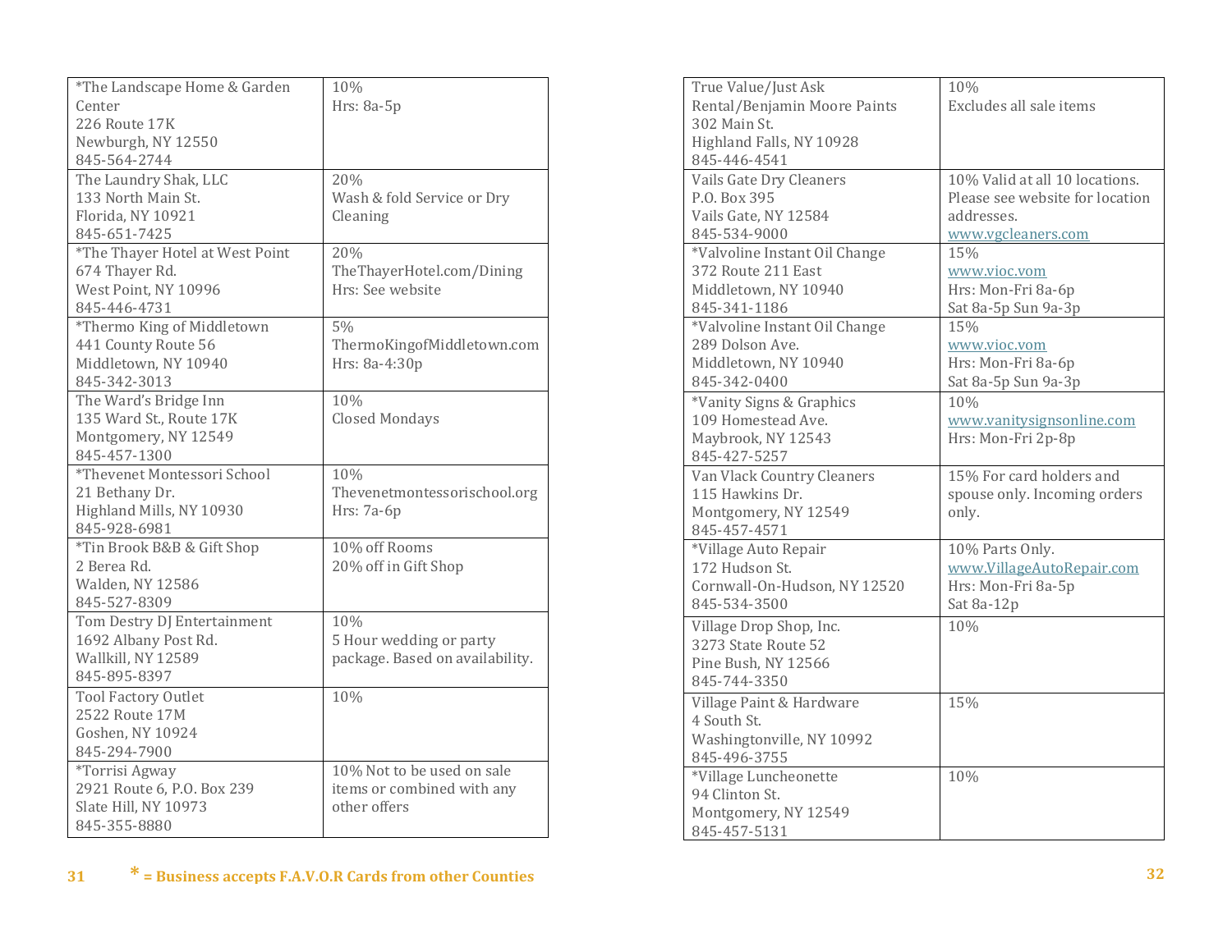| | |
|---|---|
| *The Landscape Home & Garden Center<br>226 Route 17K<br>Newburgh, NY 12550<br>845-564-2744 | 10%<br>Hrs: 8a-5p |
| The Laundry Shak, LLC<br>133 North Main St.<br>Florida, NY 10921<br>845-651-7425 | 20%<br>Wash & fold Service or Dry Cleaning |
| *The Thayer Hotel at West Point<br>674 Thayer Rd.<br>West Point, NY 10996<br>845-446-4731 | 20%<br>TheThayerHotel.com/Dining<br>Hrs: See website |
| *Thermo King of Middletown<br>441 County Route 56<br>Middletown, NY 10940<br>845-342-3013 | 5%<br>ThermoKingofMiddletown.com<br>Hrs: 8a-4:30p |
| The Ward's Bridge Inn<br>135 Ward St., Route 17K<br>Montgomery, NY 12549<br>845-457-1300 | 10%<br>Closed Mondays |
| *Thevenet Montessori School<br>21 Bethany Dr.<br>Highland Mills, NY 10930<br>845-928-6981 | 10%<br>Thevenetmontessorischool.org<br>Hrs: 7a-6p |
| *Tin Brook B&B & Gift Shop<br>2 Berea Rd.<br>Walden, NY 12586<br>845-527-8309 | 10% off Rooms<br>20% off in Gift Shop |
| Tom Destry DJ Entertainment<br>1692 Albany Post Rd.<br>Wallkill, NY 12589<br>845-895-8397 | 10%<br>5 Hour wedding or party package. Based on availability. |
| Tool Factory Outlet<br>2522 Route 17M<br>Goshen, NY 10924<br>845-294-7900 | 10% |
| *Torrisi Agway<br>2921 Route 6, P.O. Box 239<br>Slate Hill, NY 10973<br>845-355-8880 | 10% Not to be used on sale items or combined with any other offers |

* = Business accepts F.A.V.O.R Cards from other Counties

| | |
|---|---|
| True Value/Just Ask Rental/Benjamin Moore Paints<br>302 Main St.<br>Highland Falls, NY 10928<br>845-446-4541 | 10%<br>Excludes all sale items |
| Vails Gate Dry Cleaners<br>P.O. Box 395<br>Vails Gate, NY 12584<br>845-534-9000 | 10% Valid at all 10 locations. Please see website for location addresses.<br>www.vgcleaners.com |
| *Valvoline Instant Oil Change<br>372 Route 211 East<br>Middletown, NY 10940<br>845-341-1186 | 15%<br>www.vioc.vom<br>Hrs: Mon-Fri 8a-6p<br>Sat 8a-5p Sun 9a-3p |
| *Valvoline Instant Oil Change<br>289 Dolson Ave.<br>Middletown, NY 10940<br>845-342-0400 | 15%<br>www.vioc.vom<br>Hrs: Mon-Fri 8a-6p<br>Sat 8a-5p Sun 9a-3p |
| *Vanity Signs & Graphics<br>109 Homestead Ave.<br>Maybrook, NY 12543<br>845-427-5257 | 10%<br>www.vanitysignsonline.com<br>Hrs: Mon-Fri 2p-8p |
| Van Vlack Country Cleaners<br>115 Hawkins Dr.<br>Montgomery, NY 12549<br>845-457-4571 | 15% For card holders and spouse only. Incoming orders only. |
| *Village Auto Repair<br>172 Hudson St.<br>Cornwall-On-Hudson, NY 12520<br>845-534-3500 | 10% Parts Only.<br>www.VillageAutoRepair.com<br>Hrs: Mon-Fri 8a-5p<br>Sat 8a-12p |
| Village Drop Shop, Inc.<br>3273 State Route 52<br>Pine Bush, NY 12566<br>845-744-3350 | 10% |
| Village Paint & Hardware<br>4 South St.<br>Washingtonville, NY 10992<br>845-496-3755 | 15% |
| *Village Luncheonette<br>94 Clinton St.<br>Montgomery, NY 12549<br>845-457-5131 | 10% |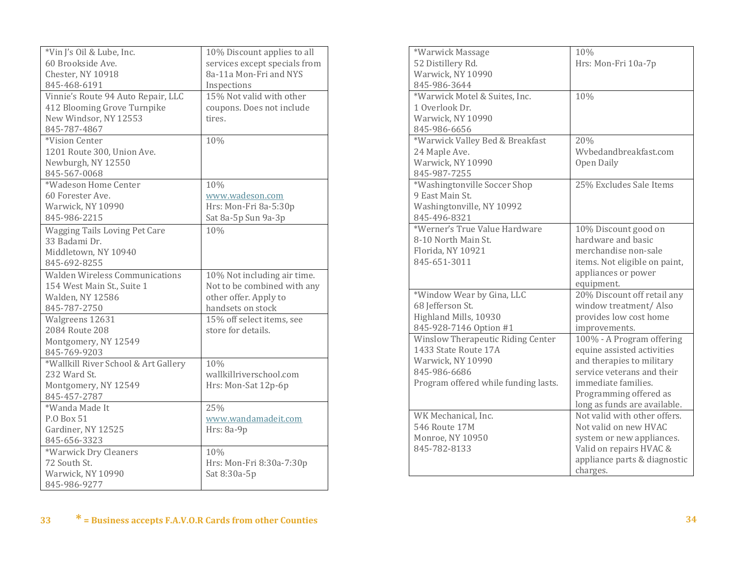| | |
|---|---|
| *Vin J's Oil & Lube, Inc.<br>60 Brookside Ave.<br>Chester, NY 10918<br>845-468-6191 | 10% Discount applies to all services except specials from 8a-11a Mon-Fri and NYS Inspections |
| Vinnie's Route 94 Auto Repair, LLC<br>412 Blooming Grove Turnpike<br>New Windsor, NY 12553<br>845-787-4867 | 15% Not valid with other coupons. Does not include tires. |
| *Vision Center<br>1201 Route 300, Union Ave.<br>Newburgh, NY 12550<br>845-567-0068 | 10% |
| *Wadeson Home Center<br>60 Forester Ave.<br>Warwick, NY 10990<br>845-986-2215 | 10%<br>www.wadeson.com<br>Hrs: Mon-Fri 8a-5:30p<br>Sat 8a-5p Sun 9a-3p |
| Wagging Tails Loving Pet Care<br>33 Badami Dr.<br>Middletown, NY 10940<br>845-692-8255 | 10% |
| Walden Wireless Communications<br>154 West Main St., Suite 1<br>Walden, NY 12586<br>845-787-2750 | 10% Not including air time. Not to be combined with any other offer. Apply to handsets on stock |
| Walgreens 12631<br>2084 Route 208<br>Montgomery, NY 12549<br>845-769-9203 | 15% off select items, see store for details. |
| *Wallkill River School & Art Gallery<br>232 Ward St.<br>Montgomery, NY 12549<br>845-457-2787 | 10%<br>wallkillriverschool.com<br>Hrs: Mon-Sat 12p-6p |
| *Wanda Made It<br>P.O Box 51<br>Gardiner, NY 12525<br>845-656-3323 | 25%<br>www.wandamadeit.com<br>Hrs: 8a-9p |
| *Warwick Dry Cleaners<br>72 South St.<br>Warwick, NY 10990<br>845-986-9277 | 10%<br>Hrs: Mon-Fri 8:30a-7:30p<br>Sat 8:30a-5p |

* = Business accepts F.A.V.O.R Cards from other Counties

| | |
|---|---|
| *Warwick Massage<br>52 Distillery Rd.<br>Warwick, NY 10990<br>845-986-3644 | 10%<br>Hrs: Mon-Fri 10a-7p |
| *Warwick Motel & Suites, Inc.<br>1 Overlook Dr.<br>Warwick, NY 10990<br>845-986-6656 | 10% |
| *Warwick Valley Bed & Breakfast<br>24 Maple Ave.<br>Warwick, NY 10990<br>845-987-7255 | 20%<br>Wvbedandbreakfast.com<br>Open Daily |
| *Washingtonville Soccer Shop<br>9 East Main St.<br>Washingtonville, NY 10992<br>845-496-8321 | 25% Excludes Sale Items |
| *Werner's True Value Hardware<br>8-10 North Main St.<br>Florida, NY 10921<br>845-651-3011 | 10% Discount good on hardware and basic merchandise non-sale items. Not eligible on paint, appliances or power equipment. |
| *Window Wear by Gina, LLC<br>68 Jefferson St.<br>Highland Mills, 10930<br>845-928-7146 Option #1 | 20% Discount off retail any window treatment/ Also provides low cost home improvements. |
| Winslow Therapeutic Riding Center<br>1433 State Route 17A<br>Warwick, NY 10990<br>845-986-6686<br>Program offered while funding lasts. | 100% - A Program offering equine assisted activities and therapies to military service veterans and their immediate families. Programming offered as long as funds are available. |
| WK Mechanical, Inc.<br>546 Route 17M<br>Monroe, NY 10950<br>845-782-8133 | Not valid with other offers. Not valid on new HVAC system or new appliances. Valid on repairs HVAC & appliance parts & diagnostic charges. |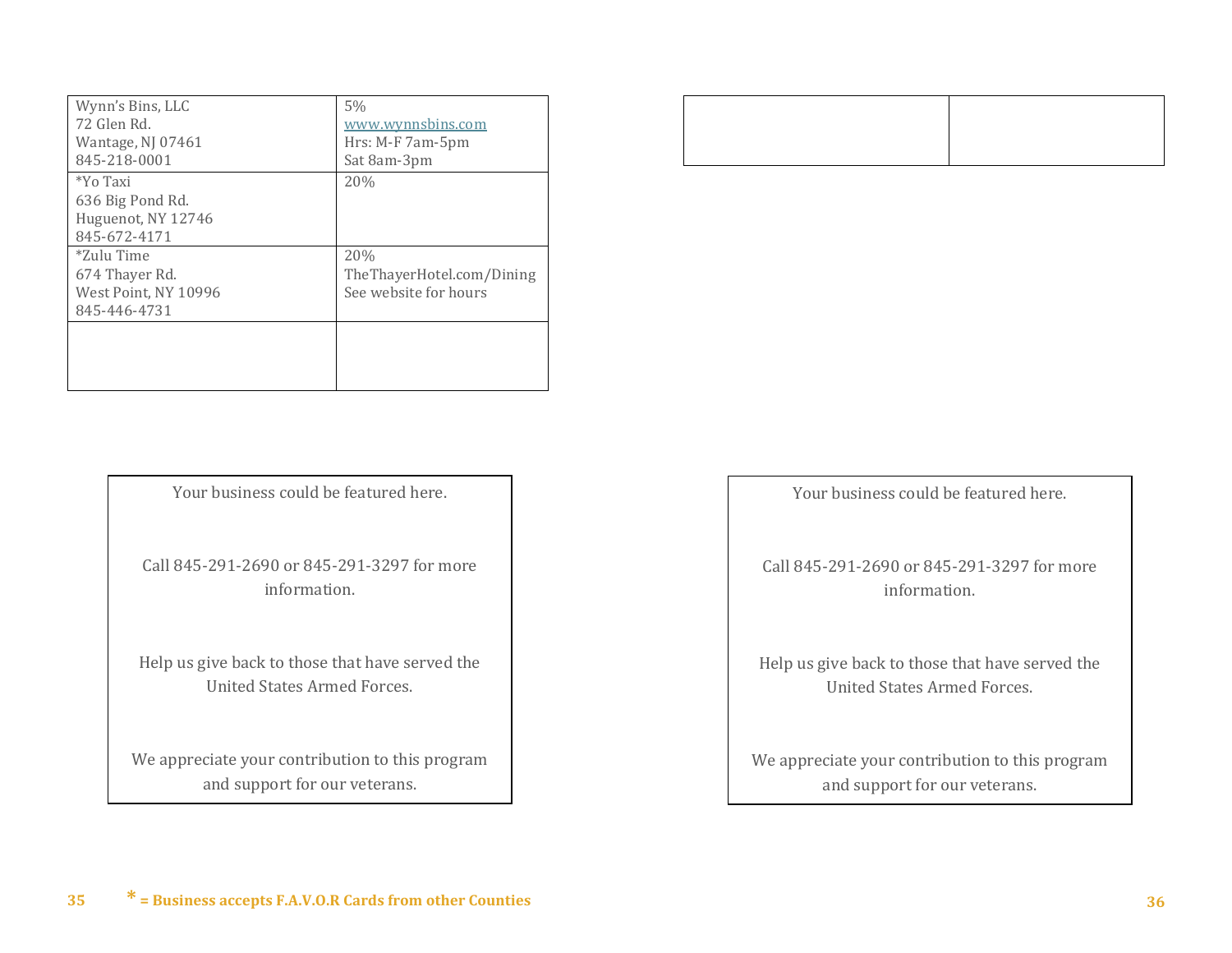| | |
|---|---|
| Wynn's Bins, LLC<br>72 Glen Rd.<br>Wantage, NJ 07461<br>845-218-0001 | 5%<br>www.wynnsbins.com<br>Hrs: M-F 7am-5pm<br>Sat 8am-3pm |
| *Yo Taxi<br>636 Big Pond Rd.<br>Huguenot, NY 12746<br>845-672-4171 | 20% |
| *Zulu Time<br>674 Thayer Rd.<br>West Point, NY 10996<br>845-446-4731 | 20%<br>TheThayerHotel.com/Dining<br>See website for hours |
| | |

Your business could be featured here.

Call 845-291-2690 or 845-291-3297 for more information.

Help us give back to those that have served the United States Armed Forces.

We appreciate your contribution to this program and support for our veterans.

**\* = Business accepts F.A.V.O.R Cards from other Counties**

| | |
|---|---|
| | |

Your business could be featured here.

Call 845-291-2690 or 845-291-3297 for more information.

Help us give back to those that have served the United States Armed Forces.

We appreciate your contribution to this program and support for our veterans.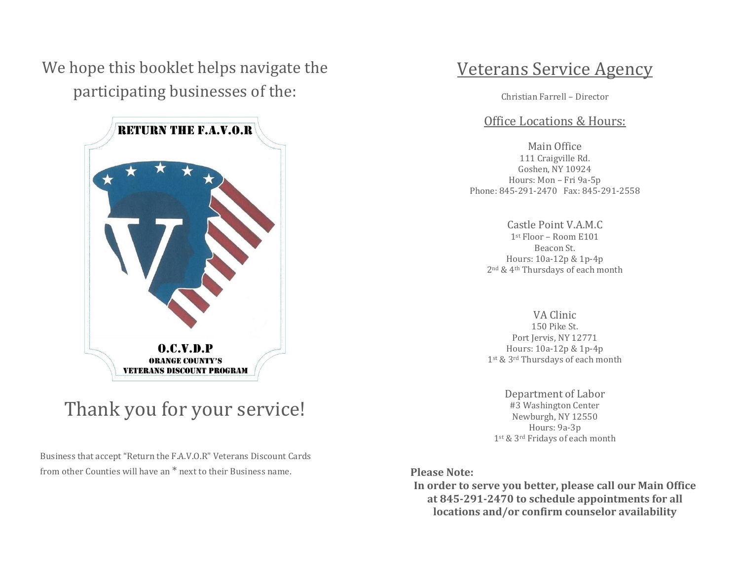We hope this booklet helps navigate the participating businesses of the:

RETURN THE F.A.V.O.R

O.C.V.D.P
ORANGE COUNTY'S
VETERANS DISCOUNT PROGRAM

# Thank you for your service!

Business that accept "Return the F.A.V.O.R" Veterans Discount Cards from other Counties will have an * next to their Business name.

# Veterans Service Agency

Christian Farrell – Director

## Office Locations & Hours:

Main Office
111 Craigville Rd.
Goshen, NY 10924
Hours: Mon – Fri 9a-5p
Phone: 845-291-2470 Fax: 845-291-2558

Castle Point V.A.M.C
1st Floor – Room E101
Beacon St.
Hours: 10a-12p & 1p-4p
2nd & 4th Thursdays of each month

VA Clinic
150 Pike St.
Port Jervis, NY 12771
Hours: 10a-12p & 1p-4p
1st & 3rd Thursdays of each month

Department of Labor
#3 Washington Center
Newburgh, NY 12550
Hours: 9a-3p
1st & 3rd Fridays of each month

**Please Note:**
**In order to serve you better, please call our Main Office at 845-291-2470 to schedule appointments for all locations and/or confirm counselor availability**